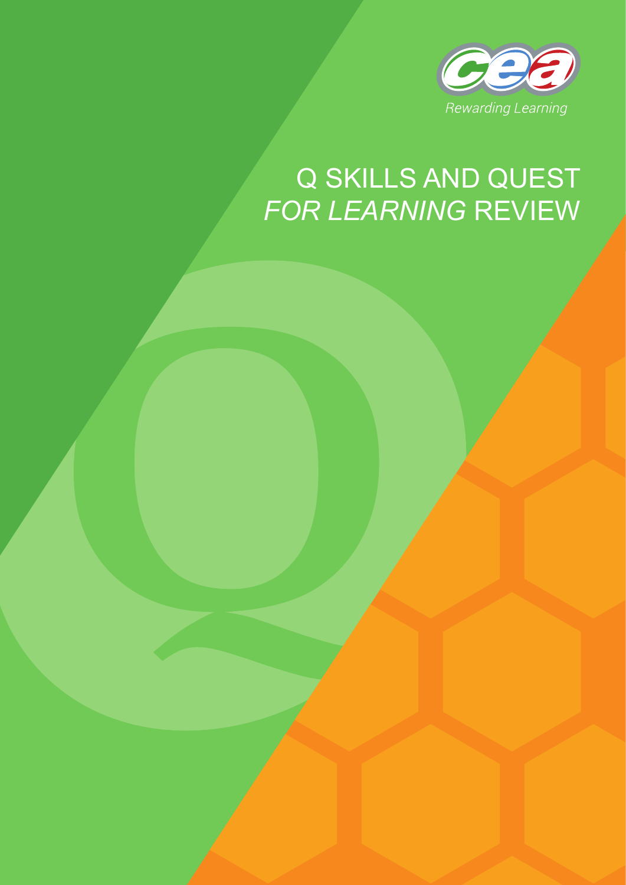Rewarding Learning

# Q SKILLS AND QUEST *FOR LEARNING* REVIEW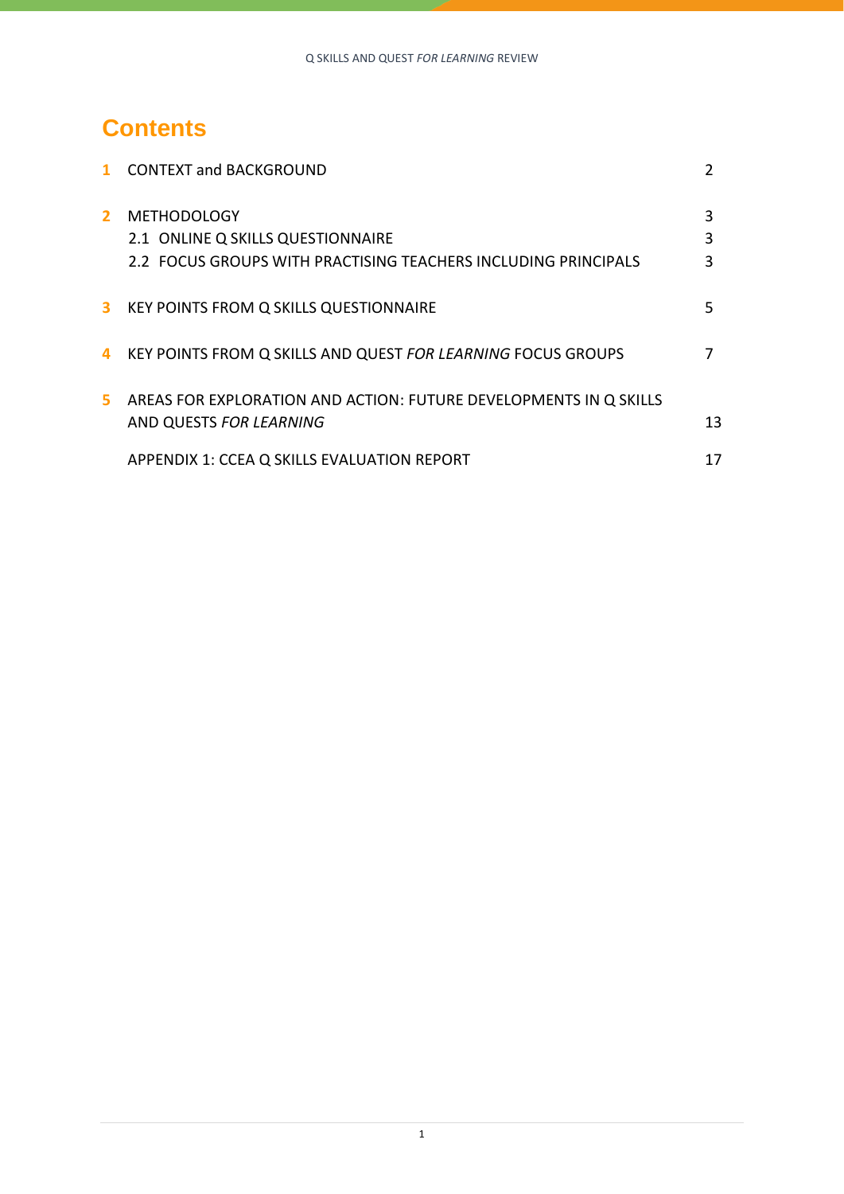# Contents

| | | |
|---|---|---|
| **1** | CONTEXT and BACKGROUND | 2 |
| **2** | METHODOLOGY | 3 |
| | 2.1 ONLINE Q SKILLS QUESTIONNAIRE | 3 |
| | 2.2 FOCUS GROUPS WITH PRACTISING TEACHERS INCLUDING PRINCIPALS | 3 |
| **3** | KEY POINTS FROM Q SKILLS QUESTIONNAIRE | 5 |
| **4** | KEY POINTS FROM Q SKILLS AND QUEST *FOR LEARNING* FOCUS GROUPS | 7 |
| **5** | AREAS FOR EXPLORATION AND ACTION: FUTURE DEVELOPMENTS IN Q SKILLS AND QUESTS *FOR LEARNING* | 13 |
| | APPENDIX 1: CCEA Q SKILLS EVALUATION REPORT | 17 |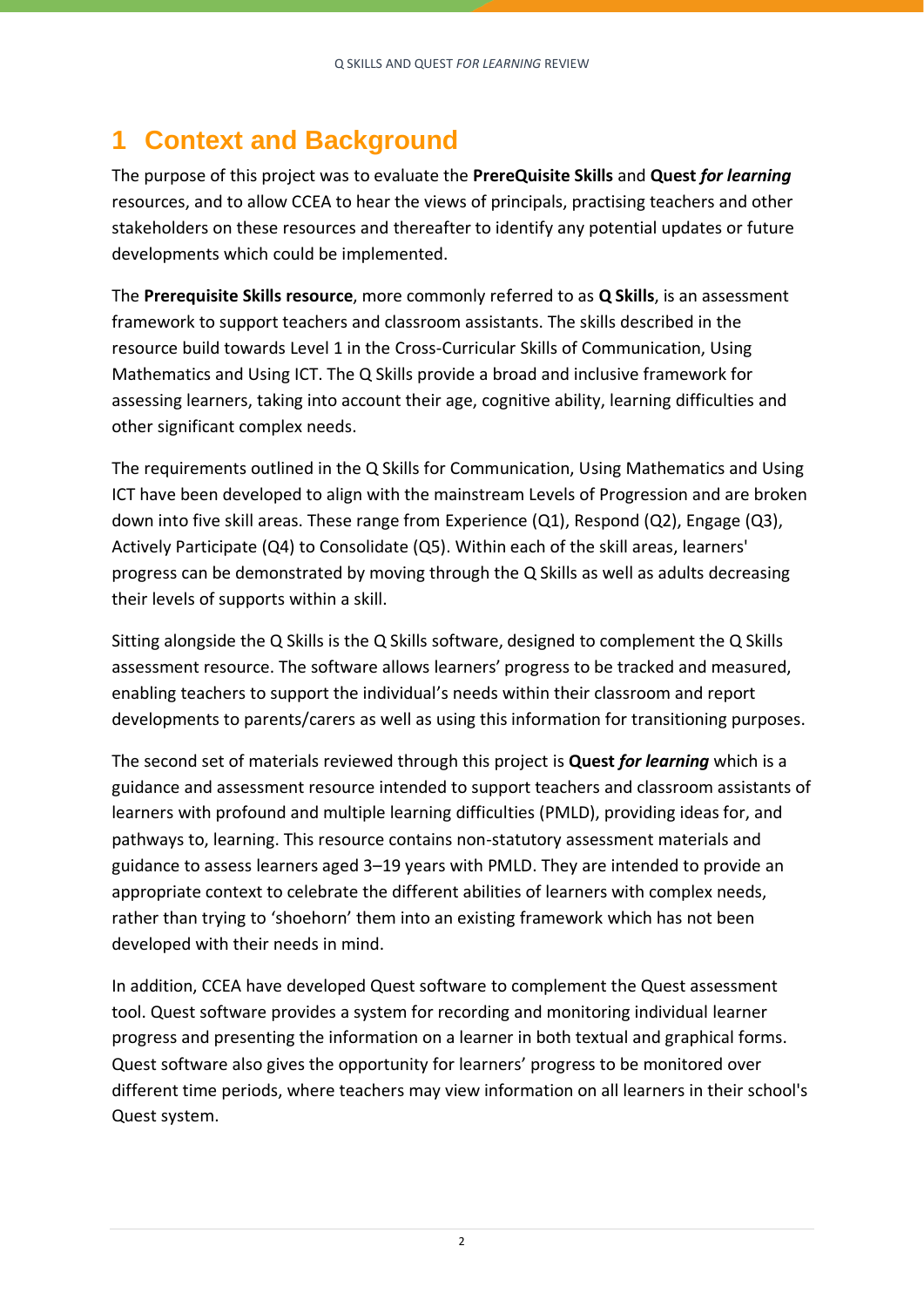# 1 Context and Background

The purpose of this project was to evaluate the **PreReQuisite Skills** and **Quest *for learning*** resources, and to allow CCEA to hear the views of principals, practising teachers and other stakeholders on these resources and thereafter to identify any potential updates or future developments which could be implemented.

The **Prerequisite Skills resource**, more commonly referred to as **Q Skills**, is an assessment framework to support teachers and classroom assistants. The skills described in the resource build towards Level 1 in the Cross-Curricular Skills of Communication, Using Mathematics and Using ICT. The Q Skills provide a broad and inclusive framework for assessing learners, taking into account their age, cognitive ability, learning difficulties and other significant complex needs.

The requirements outlined in the Q Skills for Communication, Using Mathematics and Using ICT have been developed to align with the mainstream Levels of Progression and are broken down into five skill areas. These range from Experience (Q1), Respond (Q2), Engage (Q3), Actively Participate (Q4) to Consolidate (Q5). Within each of the skill areas, learners' progress can be demonstrated by moving through the Q Skills as well as adults decreasing their levels of supports within a skill.

Sitting alongside the Q Skills is the Q Skills software, designed to complement the Q Skills assessment resource. The software allows learners' progress to be tracked and measured, enabling teachers to support the individual's needs within their classroom and report developments to parents/carers as well as using this information for transitioning purposes.

The second set of materials reviewed through this project is **Quest *for learning*** which is a guidance and assessment resource intended to support teachers and classroom assistants of learners with profound and multiple learning difficulties (PMLD), providing ideas for, and pathways to, learning. This resource contains non-statutory assessment materials and guidance to assess learners aged 3–19 years with PMLD. They are intended to provide an appropriate context to celebrate the different abilities of learners with complex needs, rather than trying to 'shoehorn' them into an existing framework which has not been developed with their needs in mind.

In addition, CCEA have developed Quest software to complement the Quest assessment tool. Quest software provides a system for recording and monitoring individual learner progress and presenting the information on a learner in both textual and graphical forms. Quest software also gives the opportunity for learners' progress to be monitored over different time periods, where teachers may view information on all learners in their school's Quest system.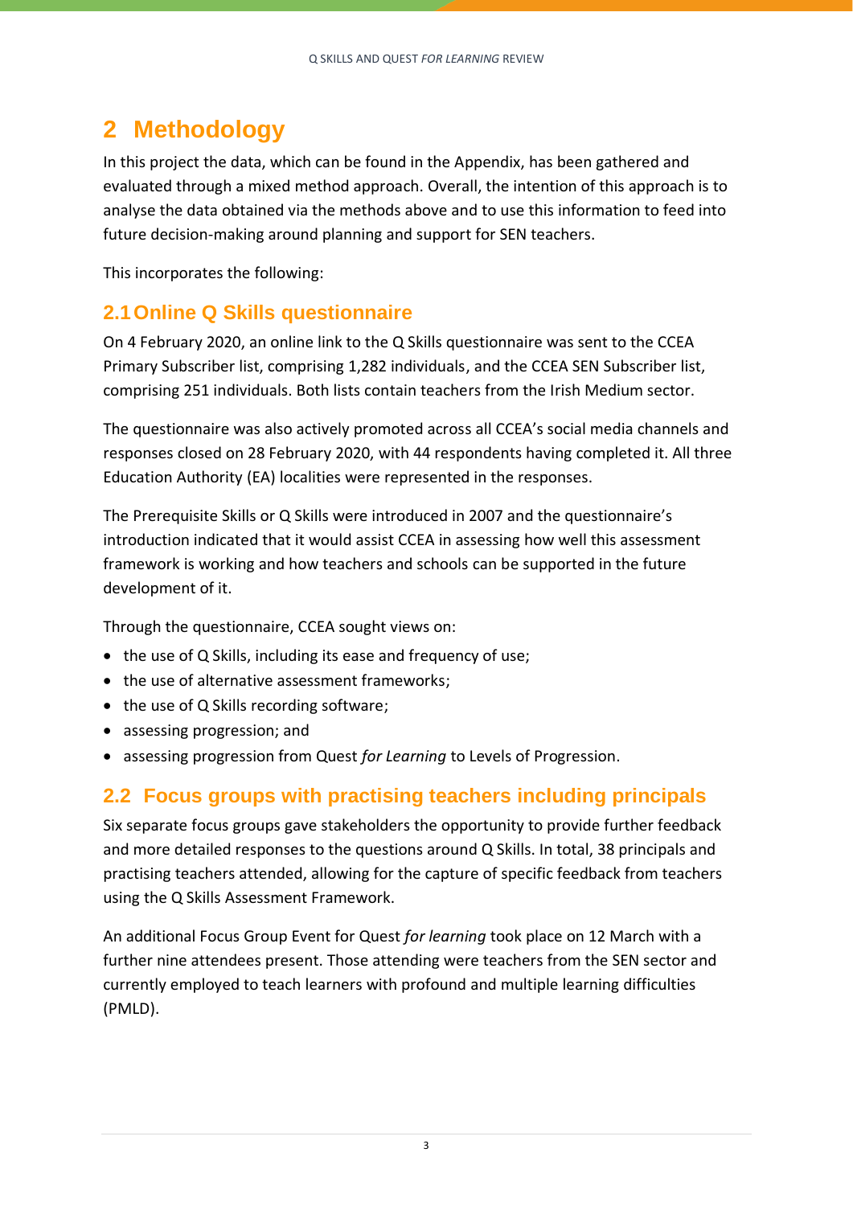# 2 Methodology

In this project the data, which can be found in the Appendix, has been gathered and evaluated through a mixed method approach. Overall, the intention of this approach is to analyse the data obtained via the methods above and to use this information to feed into future decision-making around planning and support for SEN teachers.

This incorporates the following:

## 2.1 Online Q Skills questionnaire

On 4 February 2020, an online link to the Q Skills questionnaire was sent to the CCEA Primary Subscriber list, comprising 1,282 individuals, and the CCEA SEN Subscriber list, comprising 251 individuals. Both lists contain teachers from the Irish Medium sector.

The questionnaire was also actively promoted across all CCEA's social media channels and responses closed on 28 February 2020, with 44 respondents having completed it. All three Education Authority (EA) localities were represented in the responses.

The Prerequisite Skills or Q Skills were introduced in 2007 and the questionnaire's introduction indicated that it would assist CCEA in assessing how well this assessment framework is working and how teachers and schools can be supported in the future development of it.

Through the questionnaire, CCEA sought views on:

- the use of Q Skills, including its ease and frequency of use;
- the use of alternative assessment frameworks;
- the use of Q Skills recording software;
- assessing progression; and
- assessing progression from Quest *for Learning* to Levels of Progression.

## 2.2 Focus groups with practising teachers including principals

Six separate focus groups gave stakeholders the opportunity to provide further feedback and more detailed responses to the questions around Q Skills. In total, 38 principals and practising teachers attended, allowing for the capture of specific feedback from teachers using the Q Skills Assessment Framework.

An additional Focus Group Event for Quest *for learning* took place on 12 March with a further nine attendees present. Those attending were teachers from the SEN sector and currently employed to teach learners with profound and multiple learning difficulties (PMLD).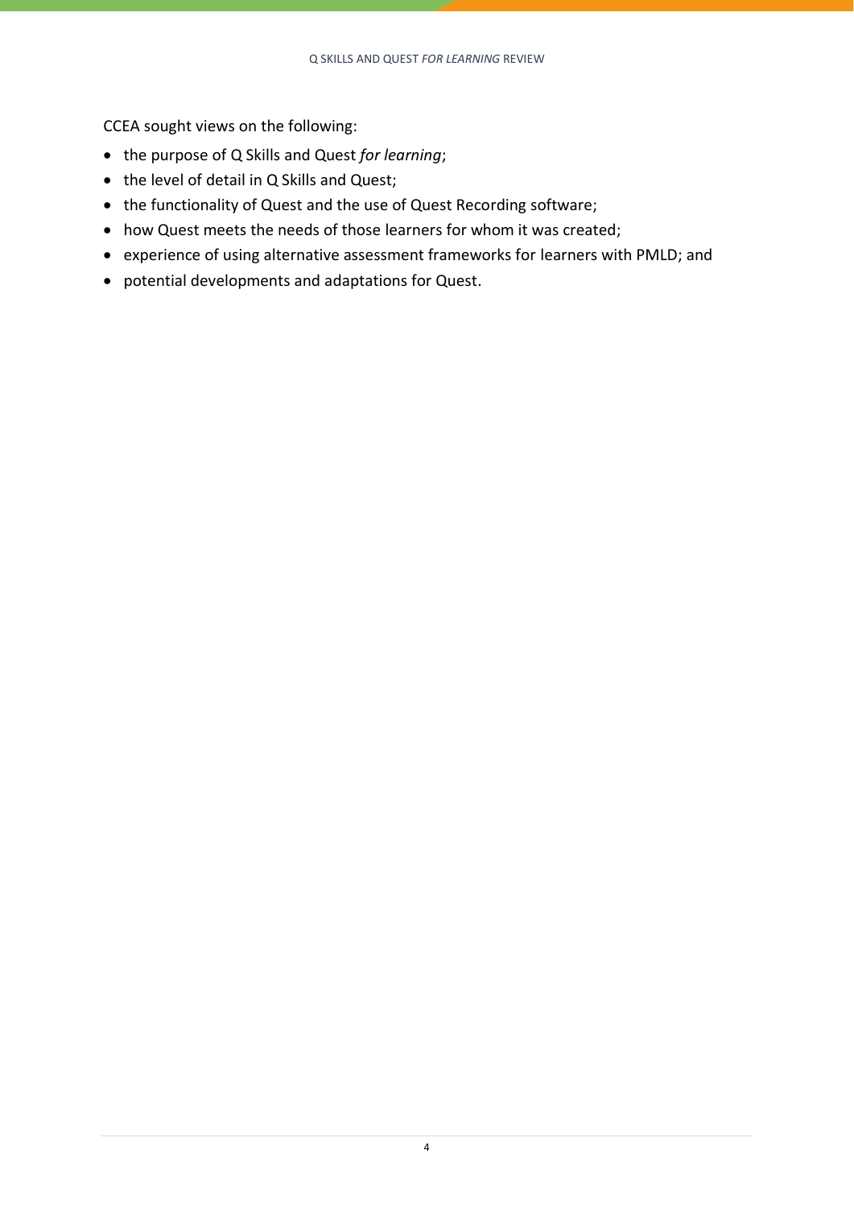CCEA sought views on the following:

- the purpose of Q Skills and Quest *for learning*;
- the level of detail in Q Skills and Quest;
- the functionality of Quest and the use of Quest Recording software;
- how Quest meets the needs of those learners for whom it was created;
- experience of using alternative assessment frameworks for learners with PMLD; and
- potential developments and adaptations for Quest.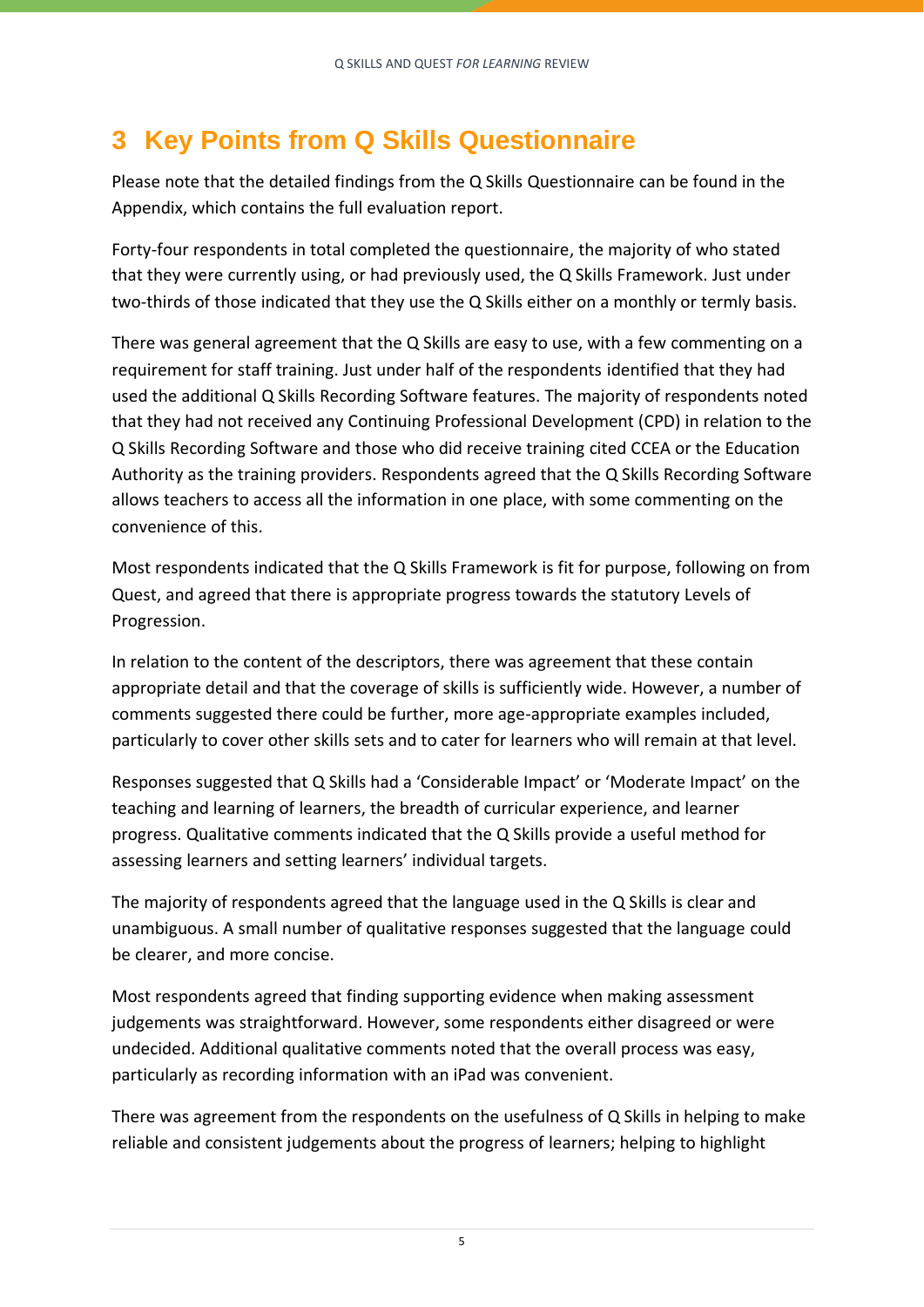# 3 Key Points from Q Skills Questionnaire

Please note that the detailed findings from the Q Skills Questionnaire can be found in the Appendix, which contains the full evaluation report.

Forty-four respondents in total completed the questionnaire, the majority of who stated that they were currently using, or had previously used, the Q Skills Framework. Just under two-thirds of those indicated that they use the Q Skills either on a monthly or termly basis.

There was general agreement that the Q Skills are easy to use, with a few commenting on a requirement for staff training. Just under half of the respondents identified that they had used the additional Q Skills Recording Software features. The majority of respondents noted that they had not received any Continuing Professional Development (CPD) in relation to the Q Skills Recording Software and those who did receive training cited CCEA or the Education Authority as the training providers. Respondents agreed that the Q Skills Recording Software allows teachers to access all the information in one place, with some commenting on the convenience of this.

Most respondents indicated that the Q Skills Framework is fit for purpose, following on from Quest, and agreed that there is appropriate progress towards the statutory Levels of Progression.

In relation to the content of the descriptors, there was agreement that these contain appropriate detail and that the coverage of skills is sufficiently wide. However, a number of comments suggested there could be further, more age-appropriate examples included, particularly to cover other skills sets and to cater for learners who will remain at that level.

Responses suggested that Q Skills had a 'Considerable Impact' or 'Moderate Impact' on the teaching and learning of learners, the breadth of curricular experience, and learner progress. Qualitative comments indicated that the Q Skills provide a useful method for assessing learners and setting learners' individual targets.

The majority of respondents agreed that the language used in the Q Skills is clear and unambiguous. A small number of qualitative responses suggested that the language could be clearer, and more concise.

Most respondents agreed that finding supporting evidence when making assessment judgements was straightforward. However, some respondents either disagreed or were undecided. Additional qualitative comments noted that the overall process was easy, particularly as recording information with an iPad was convenient.

There was agreement from the respondents on the usefulness of Q Skills in helping to make reliable and consistent judgements about the progress of learners; helping to highlight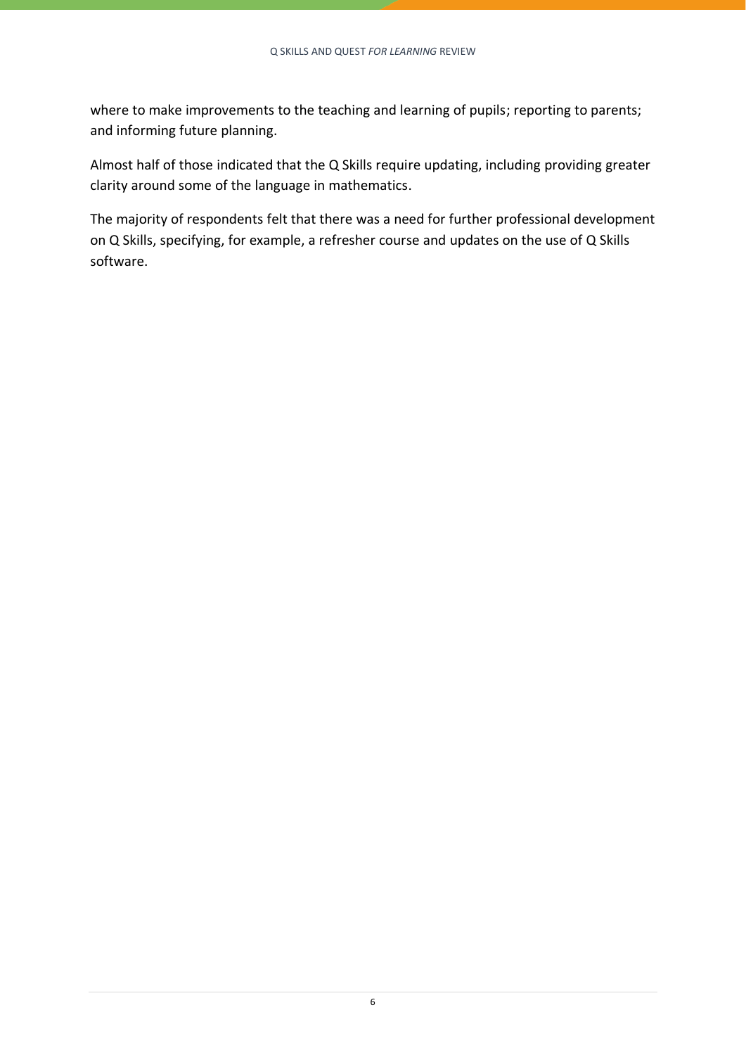where to make improvements to the teaching and learning of pupils; reporting to parents; and informing future planning.

Almost half of those indicated that the Q Skills require updating, including providing greater clarity around some of the language in mathematics.

The majority of respondents felt that there was a need for further professional development on Q Skills, specifying, for example, a refresher course and updates on the use of Q Skills software.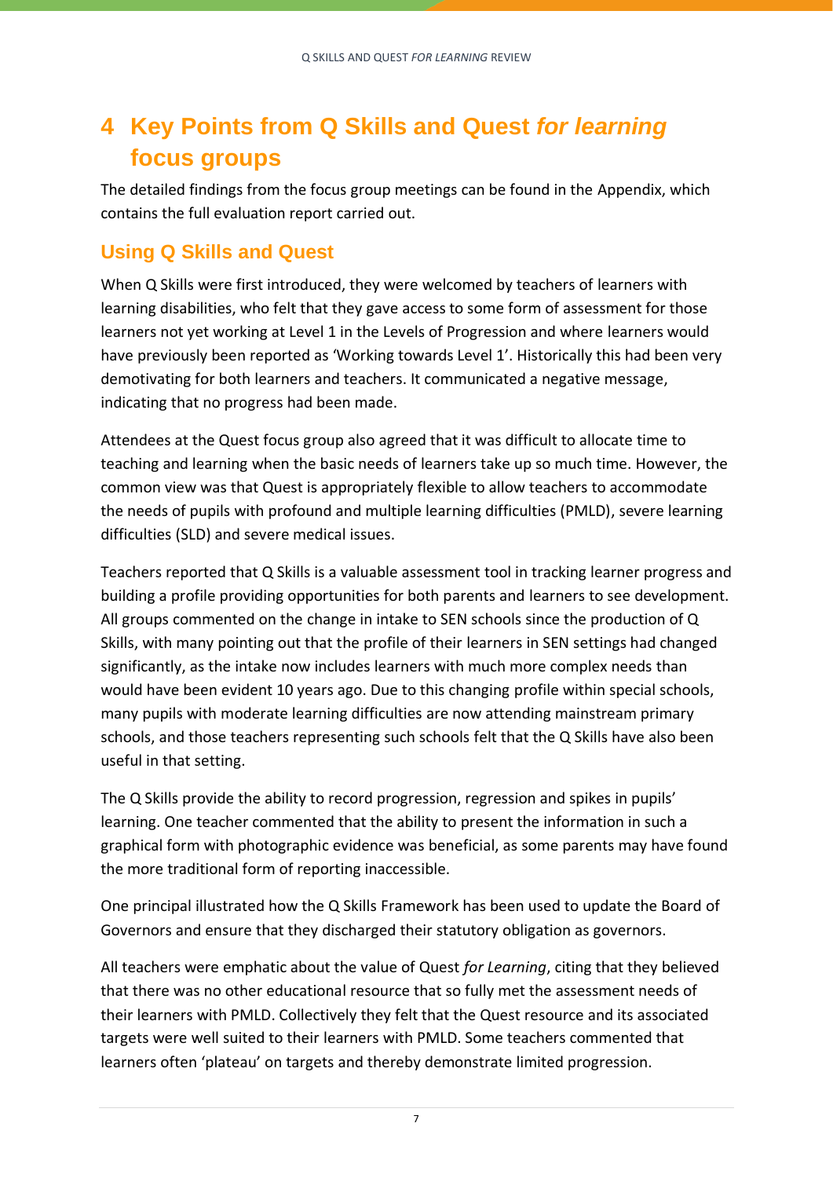# 4 Key Points from Q Skills and Quest *for learning* focus groups

The detailed findings from the focus group meetings can be found in the Appendix, which contains the full evaluation report carried out.

## Using Q Skills and Quest

When Q Skills were first introduced, they were welcomed by teachers of learners with learning disabilities, who felt that they gave access to some form of assessment for those learners not yet working at Level 1 in the Levels of Progression and where learners would have previously been reported as 'Working towards Level 1'. Historically this had been very demotivating for both learners and teachers. It communicated a negative message, indicating that no progress had been made.

Attendees at the Quest focus group also agreed that it was difficult to allocate time to teaching and learning when the basic needs of learners take up so much time. However, the common view was that Quest is appropriately flexible to allow teachers to accommodate the needs of pupils with profound and multiple learning difficulties (PMLD), severe learning difficulties (SLD) and severe medical issues.

Teachers reported that Q Skills is a valuable assessment tool in tracking learner progress and building a profile providing opportunities for both parents and learners to see development. All groups commented on the change in intake to SEN schools since the production of Q Skills, with many pointing out that the profile of their learners in SEN settings had changed significantly, as the intake now includes learners with much more complex needs than would have been evident 10 years ago. Due to this changing profile within special schools, many pupils with moderate learning difficulties are now attending mainstream primary schools, and those teachers representing such schools felt that the Q Skills have also been useful in that setting.

The Q Skills provide the ability to record progression, regression and spikes in pupils' learning. One teacher commented that the ability to present the information in such a graphical form with photographic evidence was beneficial, as some parents may have found the more traditional form of reporting inaccessible.

One principal illustrated how the Q Skills Framework has been used to update the Board of Governors and ensure that they discharged their statutory obligation as governors.

All teachers were emphatic about the value of Quest *for Learning*, citing that they believed that there was no other educational resource that so fully met the assessment needs of their learners with PMLD. Collectively they felt that the Quest resource and its associated targets were well suited to their learners with PMLD. Some teachers commented that learners often 'plateau' on targets and thereby demonstrate limited progression.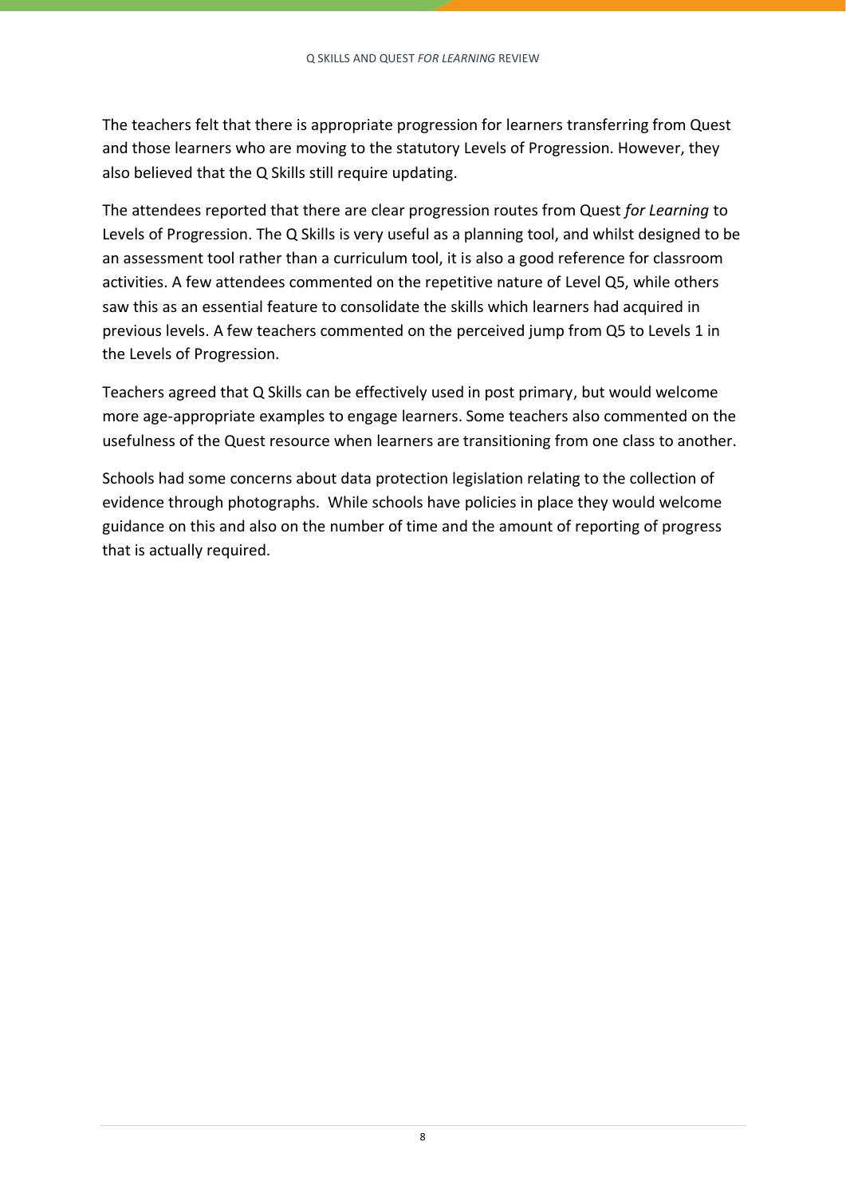The teachers felt that there is appropriate progression for learners transferring from Quest and those learners who are moving to the statutory Levels of Progression. However, they also believed that the Q Skills still require updating.

The attendees reported that there are clear progression routes from Quest *for Learning* to Levels of Progression. The Q Skills is very useful as a planning tool, and whilst designed to be an assessment tool rather than a curriculum tool, it is also a good reference for classroom activities. A few attendees commented on the repetitive nature of Level Q5, while others saw this as an essential feature to consolidate the skills which learners had acquired in previous levels. A few teachers commented on the perceived jump from Q5 to Levels 1 in the Levels of Progression.

Teachers agreed that Q Skills can be effectively used in post primary, but would welcome more age-appropriate examples to engage learners. Some teachers also commented on the usefulness of the Quest resource when learners are transitioning from one class to another.

Schools had some concerns about data protection legislation relating to the collection of evidence through photographs. While schools have policies in place they would welcome guidance on this and also on the number of time and the amount of reporting of progress that is actually required.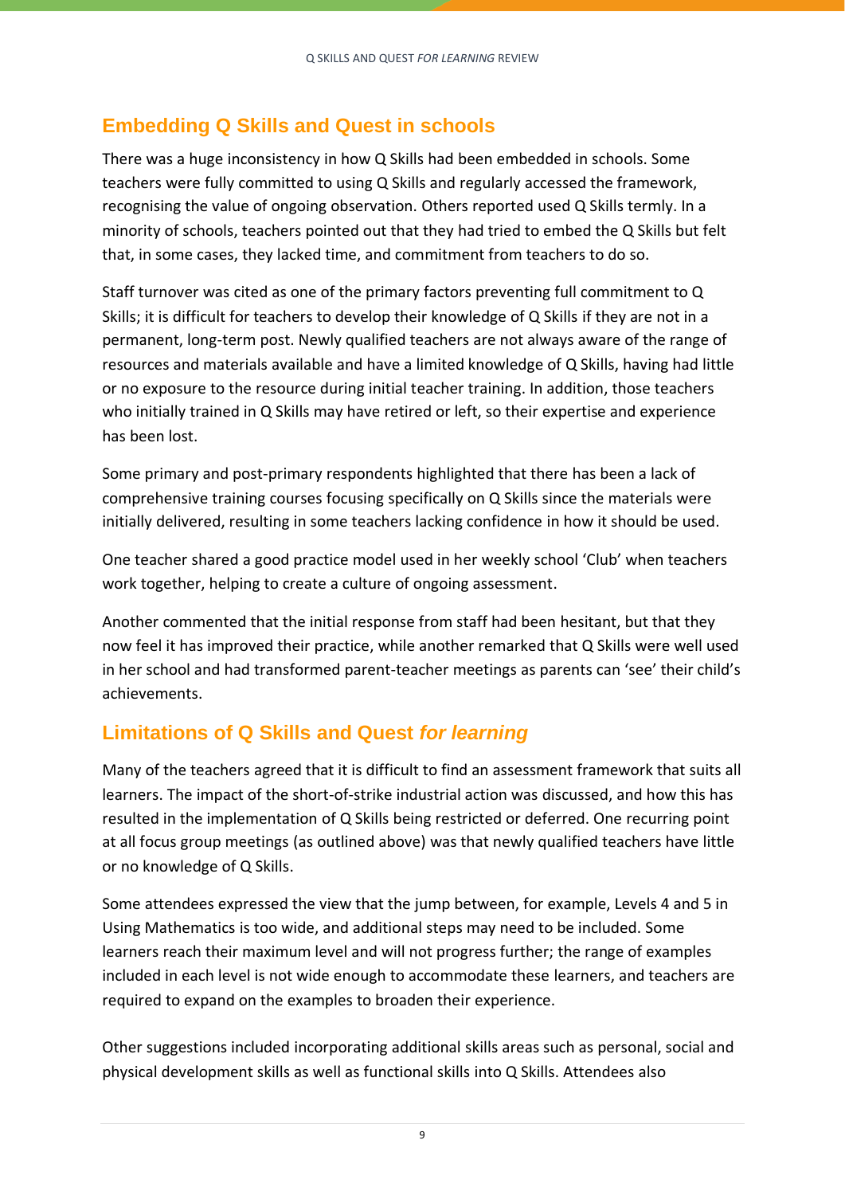## Embedding Q Skills and Quest in schools

There was a huge inconsistency in how Q Skills had been embedded in schools. Some teachers were fully committed to using Q Skills and regularly accessed the framework, recognising the value of ongoing observation. Others reported used Q Skills termly. In a minority of schools, teachers pointed out that they had tried to embed the Q Skills but felt that, in some cases, they lacked time, and commitment from teachers to do so.

Staff turnover was cited as one of the primary factors preventing full commitment to Q Skills; it is difficult for teachers to develop their knowledge of Q Skills if they are not in a permanent, long-term post. Newly qualified teachers are not always aware of the range of resources and materials available and have a limited knowledge of Q Skills, having had little or no exposure to the resource during initial teacher training. In addition, those teachers who initially trained in Q Skills may have retired or left, so their expertise and experience has been lost.

Some primary and post-primary respondents highlighted that there has been a lack of comprehensive training courses focusing specifically on Q Skills since the materials were initially delivered, resulting in some teachers lacking confidence in how it should be used.

One teacher shared a good practice model used in her weekly school 'Club' when teachers work together, helping to create a culture of ongoing assessment.

Another commented that the initial response from staff had been hesitant, but that they now feel it has improved their practice, while another remarked that Q Skills were well used in her school and had transformed parent-teacher meetings as parents can 'see' their child's achievements.

## Limitations of Q Skills and Quest *for learning*

Many of the teachers agreed that it is difficult to find an assessment framework that suits all learners. The impact of the short-of-strike industrial action was discussed, and how this has resulted in the implementation of Q Skills being restricted or deferred. One recurring point at all focus group meetings (as outlined above) was that newly qualified teachers have little or no knowledge of Q Skills.

Some attendees expressed the view that the jump between, for example, Levels 4 and 5 in Using Mathematics is too wide, and additional steps may need to be included. Some learners reach their maximum level and will not progress further; the range of examples included in each level is not wide enough to accommodate these learners, and teachers are required to expand on the examples to broaden their experience.

Other suggestions included incorporating additional skills areas such as personal, social and physical development skills as well as functional skills into Q Skills. Attendees also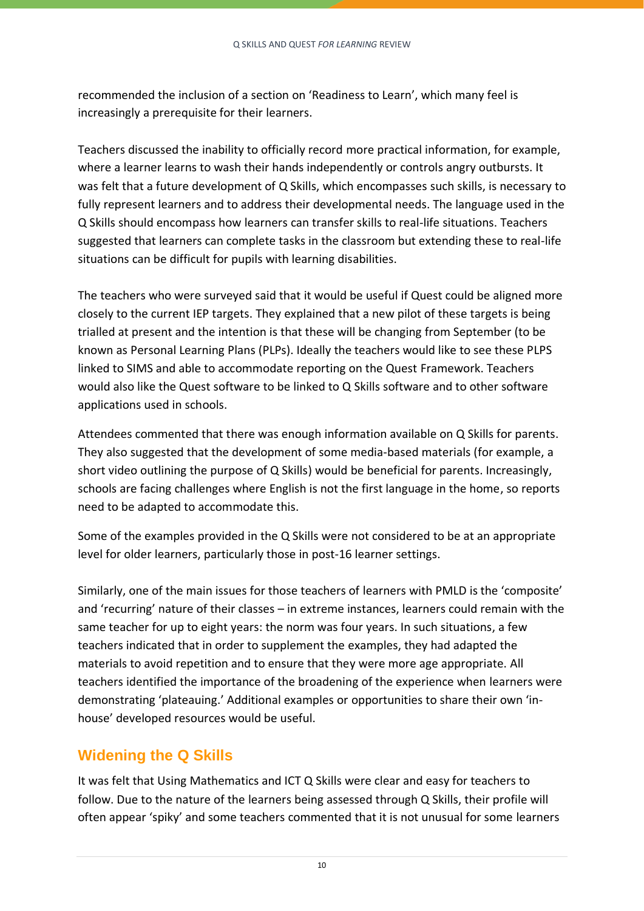recommended the inclusion of a section on 'Readiness to Learn', which many feel is increasingly a prerequisite for their learners.

Teachers discussed the inability to officially record more practical information, for example, where a learner learns to wash their hands independently or controls angry outbursts. It was felt that a future development of Q Skills, which encompasses such skills, is necessary to fully represent learners and to address their developmental needs. The language used in the Q Skills should encompass how learners can transfer skills to real-life situations. Teachers suggested that learners can complete tasks in the classroom but extending these to real-life situations can be difficult for pupils with learning disabilities.

The teachers who were surveyed said that it would be useful if Quest could be aligned more closely to the current IEP targets. They explained that a new pilot of these targets is being trialled at present and the intention is that these will be changing from September (to be known as Personal Learning Plans (PLPs). Ideally the teachers would like to see these PLPS linked to SIMS and able to accommodate reporting on the Quest Framework. Teachers would also like the Quest software to be linked to Q Skills software and to other software applications used in schools.

Attendees commented that there was enough information available on Q Skills for parents. They also suggested that the development of some media-based materials (for example, a short video outlining the purpose of Q Skills) would be beneficial for parents. Increasingly, schools are facing challenges where English is not the first language in the home, so reports need to be adapted to accommodate this.

Some of the examples provided in the Q Skills were not considered to be at an appropriate level for older learners, particularly those in post-16 learner settings.

Similarly, one of the main issues for those teachers of learners with PMLD is the 'composite' and 'recurring' nature of their classes – in extreme instances, learners could remain with the same teacher for up to eight years: the norm was four years. In such situations, a few teachers indicated that in order to supplement the examples, they had adapted the materials to avoid repetition and to ensure that they were more age appropriate. All teachers identified the importance of the broadening of the experience when learners were demonstrating 'plateauing.' Additional examples or opportunities to share their own 'in-house' developed resources would be useful.

## Widening the Q Skills

It was felt that Using Mathematics and ICT Q Skills were clear and easy for teachers to follow. Due to the nature of the learners being assessed through Q Skills, their profile will often appear 'spiky' and some teachers commented that it is not unusual for some learners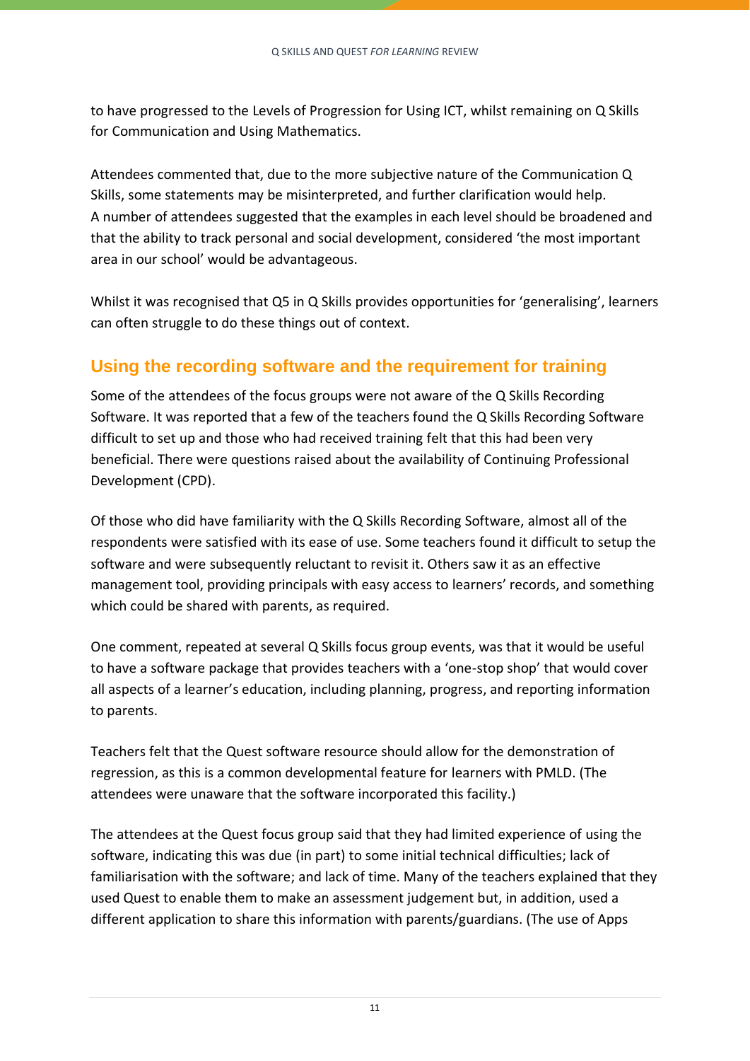to have progressed to the Levels of Progression for Using ICT, whilst remaining on Q Skills for Communication and Using Mathematics.

Attendees commented that, due to the more subjective nature of the Communication Q Skills, some statements may be misinterpreted, and further clarification would help. A number of attendees suggested that the examples in each level should be broadened and that the ability to track personal and social development, considered 'the most important area in our school' would be advantageous.

Whilst it was recognised that Q5 in Q Skills provides opportunities for 'generalising', learners can often struggle to do these things out of context.

## Using the recording software and the requirement for training

Some of the attendees of the focus groups were not aware of the Q Skills Recording Software. It was reported that a few of the teachers found the Q Skills Recording Software difficult to set up and those who had received training felt that this had been very beneficial. There were questions raised about the availability of Continuing Professional Development (CPD).

Of those who did have familiarity with the Q Skills Recording Software, almost all of the respondents were satisfied with its ease of use. Some teachers found it difficult to setup the software and were subsequently reluctant to revisit it. Others saw it as an effective management tool, providing principals with easy access to learners' records, and something which could be shared with parents, as required.

One comment, repeated at several Q Skills focus group events, was that it would be useful to have a software package that provides teachers with a 'one-stop shop' that would cover all aspects of a learner's education, including planning, progress, and reporting information to parents.

Teachers felt that the Quest software resource should allow for the demonstration of regression, as this is a common developmental feature for learners with PMLD. (The attendees were unaware that the software incorporated this facility.)

The attendees at the Quest focus group said that they had limited experience of using the software, indicating this was due (in part) to some initial technical difficulties; lack of familiarisation with the software; and lack of time. Many of the teachers explained that they used Quest to enable them to make an assessment judgement but, in addition, used a different application to share this information with parents/guardians. (The use of Apps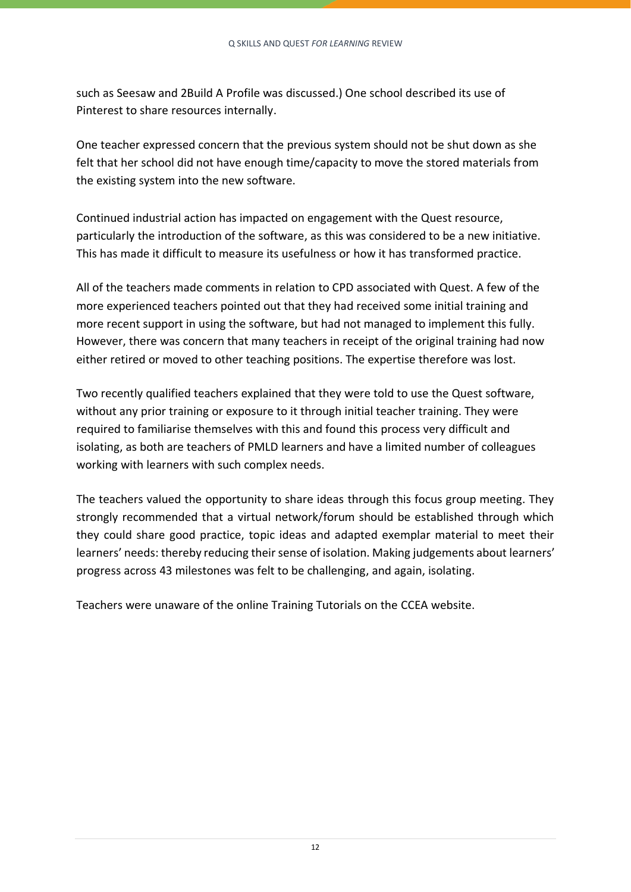such as Seesaw and 2Build A Profile was discussed.) One school described its use of Pinterest to share resources internally.

One teacher expressed concern that the previous system should not be shut down as she felt that her school did not have enough time/capacity to move the stored materials from the existing system into the new software.

Continued industrial action has impacted on engagement with the Quest resource, particularly the introduction of the software, as this was considered to be a new initiative. This has made it difficult to measure its usefulness or how it has transformed practice.

All of the teachers made comments in relation to CPD associated with Quest. A few of the more experienced teachers pointed out that they had received some initial training and more recent support in using the software, but had not managed to implement this fully. However, there was concern that many teachers in receipt of the original training had now either retired or moved to other teaching positions. The expertise therefore was lost.

Two recently qualified teachers explained that they were told to use the Quest software, without any prior training or exposure to it through initial teacher training. They were required to familiarise themselves with this and found this process very difficult and isolating, as both are teachers of PMLD learners and have a limited number of colleagues working with learners with such complex needs.

The teachers valued the opportunity to share ideas through this focus group meeting. They strongly recommended that a virtual network/forum should be established through which they could share good practice, topic ideas and adapted exemplar material to meet their learners' needs: thereby reducing their sense of isolation. Making judgements about learners' progress across 43 milestones was felt to be challenging, and again, isolating.

Teachers were unaware of the online Training Tutorials on the CCEA website.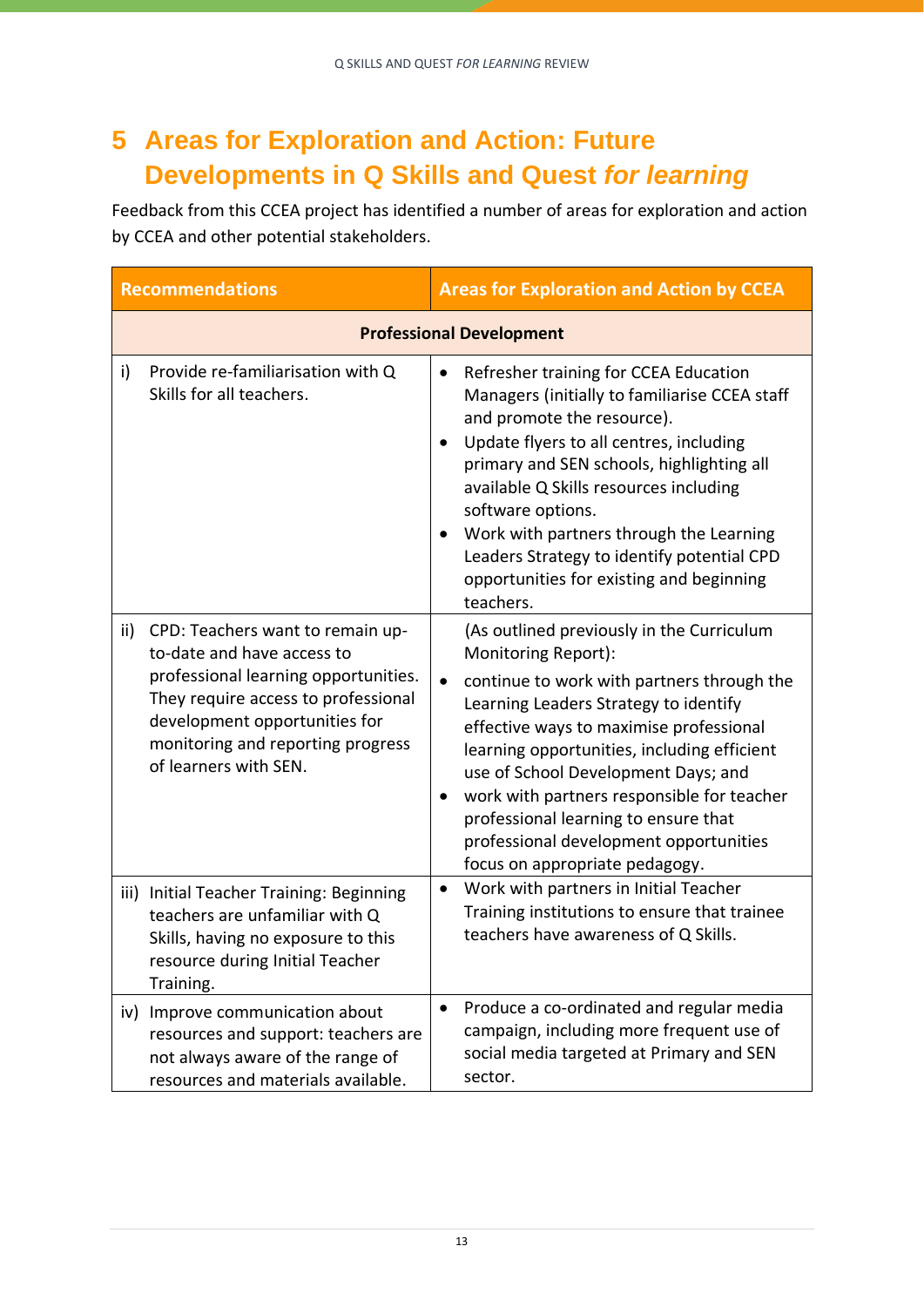# 5 Areas for Exploration and Action: Future Developments in Q Skills and Quest *for learning*

Feedback from this CCEA project has identified a number of areas for exploration and action by CCEA and other potential stakeholders.

| Recommendations | Areas for Exploration and Action by CCEA |
|---|---|
| **Professional Development** | |
| i) Provide re-familiarisation with Q Skills for all teachers. | • Refresher training for CCEA Education Managers (initially to familiarise CCEA staff and promote the resource).<br>• Update flyers to all centres, including primary and SEN schools, highlighting all available Q Skills resources including software options.<br>• Work with partners through the Learning Leaders Strategy to identify potential CPD opportunities for existing and beginning teachers. |
| ii) CPD: Teachers want to remain up-to-date and have access to professional learning opportunities. They require access to professional development opportunities for monitoring and reporting progress of learners with SEN. | (As outlined previously in the Curriculum Monitoring Report):<br>• continue to work with partners through the Learning Leaders Strategy to identify effective ways to maximise professional learning opportunities, including efficient use of School Development Days; and<br>• work with partners responsible for teacher professional learning to ensure that professional development opportunities focus on appropriate pedagogy. |
| iii) Initial Teacher Training: Beginning teachers are unfamiliar with Q Skills, having no exposure to this resource during Initial Teacher Training. | • Work with partners in Initial Teacher Training institutions to ensure that trainee teachers have awareness of Q Skills. |
| iv) Improve communication about resources and support: teachers are not always aware of the range of resources and materials available. | • Produce a co-ordinated and regular media campaign, including more frequent use of social media targeted at Primary and SEN sector. |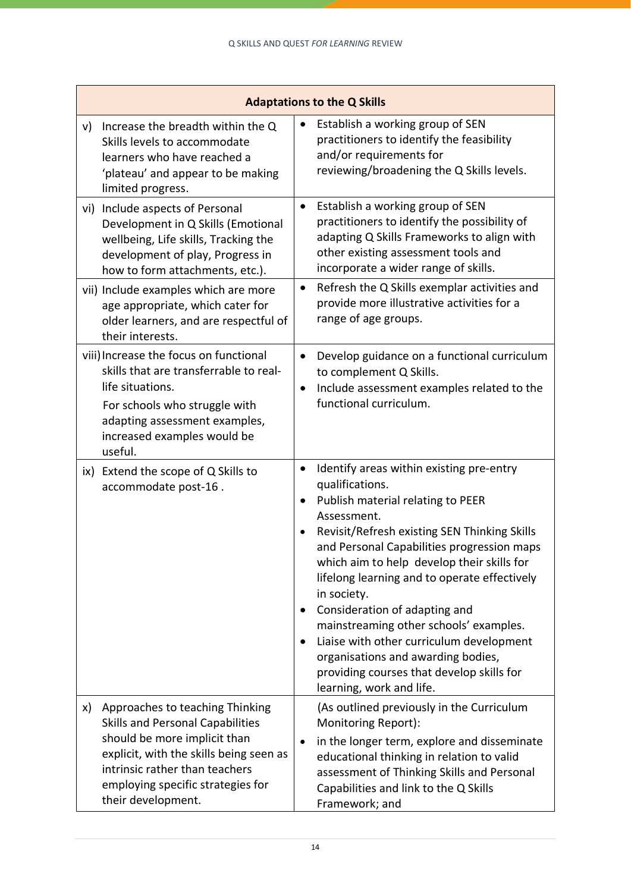| Adaptations to the Q Skills | |
|---|---|
| v) Increase the breadth within the Q Skills levels to accommodate learners who have reached a 'plateau' and appear to be making limited progress. | • Establish a working group of SEN practitioners to identify the feasibility and/or requirements for reviewing/broadening the Q Skills levels. |
| vi) Include aspects of Personal Development in Q Skills (Emotional wellbeing, Life skills, Tracking the development of play, Progress in how to form attachments, etc.). | • Establish a working group of SEN practitioners to identify the possibility of adapting Q Skills Frameworks to align with other existing assessment tools and incorporate a wider range of skills. |
| vii) Include examples which are more age appropriate, which cater for older learners, and are respectful of their interests. | • Refresh the Q Skills exemplar activities and provide more illustrative activities for a range of age groups. |
| viii) Increase the focus on functional skills that are transferrable to real-life situations. For schools who struggle with adapting assessment examples, increased examples would be useful. | • Develop guidance on a functional curriculum to complement Q Skills. • Include assessment examples related to the functional curriculum. |
| ix) Extend the scope of Q Skills to accommodate post-16 . | • Identify areas within existing pre-entry qualifications. • Publish material relating to PEER Assessment. • Revisit/Refresh existing SEN Thinking Skills and Personal Capabilities progression maps which aim to help develop their skills for lifelong learning and to operate effectively in society. • Consideration of adapting and mainstreaming other schools' examples. • Liaise with other curriculum development organisations and awarding bodies, providing courses that develop skills for learning, work and life. |
| x) Approaches to teaching Thinking Skills and Personal Capabilities should be more implicit than explicit, with the skills being seen as intrinsic rather than teachers employing specific strategies for their development. | (As outlined previously in the Curriculum Monitoring Report): • in the longer term, explore and disseminate educational thinking in relation to valid assessment of Thinking Skills and Personal Capabilities and link to the Q Skills Framework; and |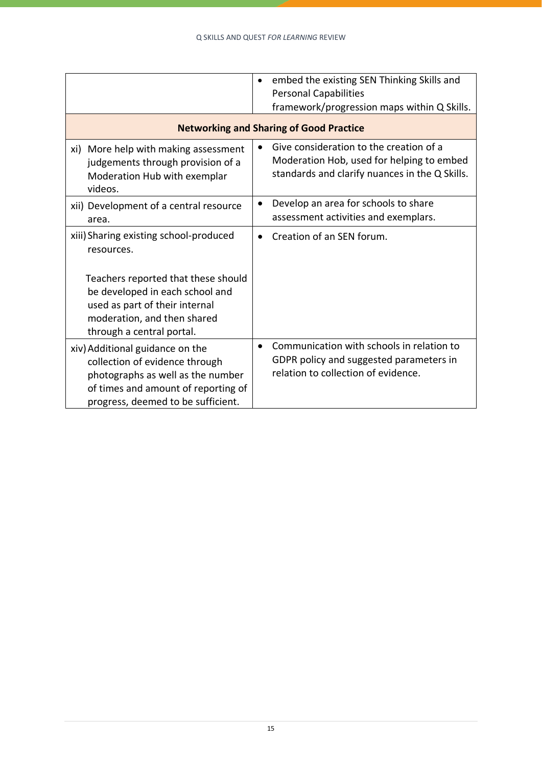| | |
|---|---|
| | • embed the existing SEN Thinking Skills and Personal Capabilities framework/progression maps within Q Skills. |
| **Networking and Sharing of Good Practice** | |
| xi) More help with making assessment judgements through provision of a Moderation Hub with exemplar videos. | • Give consideration to the creation of a Moderation Hob, used for helping to embed standards and clarify nuances in the Q Skills. |
| xii) Development of a central resource area. | • Develop an area for schools to share assessment activities and exemplars. |
| xiii) Sharing existing school-produced resources.<br><br>Teachers reported that these should be developed in each school and used as part of their internal moderation, and then shared through a central portal. | • Creation of an SEN forum. |
| xiv) Additional guidance on the collection of evidence through photographs as well as the number of times and amount of reporting of progress, deemed to be sufficient. | • Communication with schools in relation to GDPR policy and suggested parameters in relation to collection of evidence. |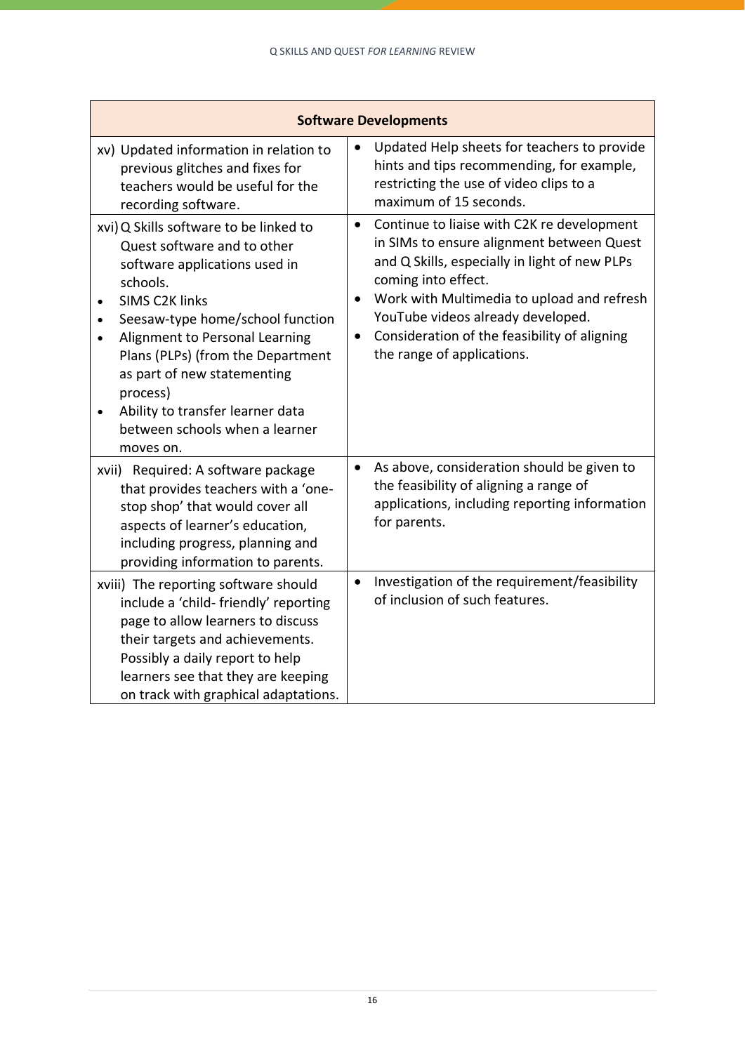| Software Developments | |
|---|---|
| xv) Updated information in relation to previous glitches and fixes for teachers would be useful for the recording software. | • Updated Help sheets for teachers to provide hints and tips recommending, for example, restricting the use of video clips to a maximum of 15 seconds. |
| xvi) Q Skills software to be linked to Quest software and to other software applications used in schools.<br>• SIMS C2K links<br>• Seesaw-type home/school function<br>• Alignment to Personal Learning Plans (PLPs) (from the Department as part of new statementing process)<br>• Ability to transfer learner data between schools when a learner moves on. | • Continue to liaise with C2K re development in SIMs to ensure alignment between Quest and Q Skills, especially in light of new PLPs coming into effect.<br>• Work with Multimedia to upload and refresh YouTube videos already developed.<br>• Consideration of the feasibility of aligning the range of applications. |
| xvii) Required: A software package that provides teachers with a 'one-stop shop' that would cover all aspects of learner's education, including progress, planning and providing information to parents. | • As above, consideration should be given to the feasibility of aligning a range of applications, including reporting information for parents. |
| xviii) The reporting software should include a 'child- friendly' reporting page to allow learners to discuss their targets and achievements. Possibly a daily report to help learners see that they are keeping on track with graphical adaptations. | • Investigation of the requirement/feasibility of inclusion of such features. |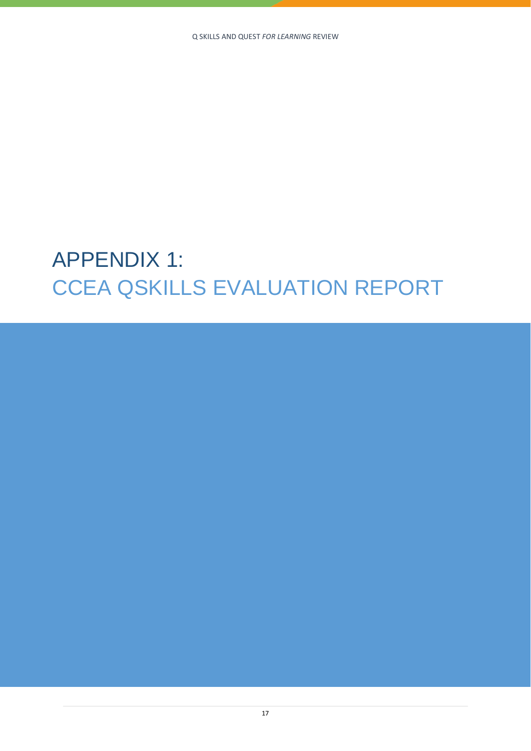# APPENDIX 1:
# CCEA QSKILLS EVALUATION REPORT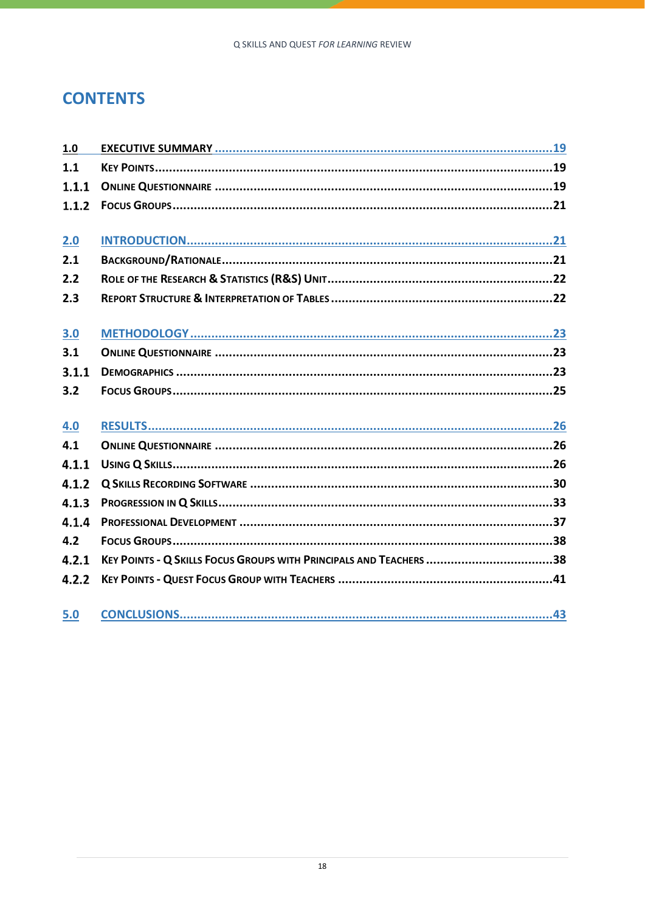## CONTENTS

| | | |
|---|---|---|
| **1.0** | **EXECUTIVE SUMMARY** | **19** |
| **1.1** | **KEY POINTS** | **19** |
| **1.1.1** | **ONLINE QUESTIONNAIRE** | **19** |
| **1.1.2** | **FOCUS GROUPS** | **21** |
| **2.0** | **INTRODUCTION** | **21** |
| **2.1** | **BACKGROUND/RATIONALE** | **21** |
| **2.2** | **ROLE OF THE RESEARCH & STATISTICS (R&S) UNIT** | **22** |
| **2.3** | **REPORT STRUCTURE & INTERPRETATION OF TABLES** | **22** |
| **3.0** | **METHODOLOGY** | **23** |
| **3.1** | **ONLINE QUESTIONNAIRE** | **23** |
| **3.1.1** | **DEMOGRAPHICS** | **23** |
| **3.2** | **FOCUS GROUPS** | **25** |
| **4.0** | **RESULTS** | **26** |
| **4.1** | **ONLINE QUESTIONNAIRE** | **26** |
| **4.1.1** | **USING Q SKILLS** | **26** |
| **4.1.2** | **Q SKILLS RECORDING SOFTWARE** | **30** |
| **4.1.3** | **PROGRESSION IN Q SKILLS** | **33** |
| **4.1.4** | **PROFESSIONAL DEVELOPMENT** | **37** |
| **4.2** | **FOCUS GROUPS** | **38** |
| **4.2.1** | **KEY POINTS - Q SKILLS FOCUS GROUPS WITH PRINCIPALS AND TEACHERS** | **38** |
| **4.2.2** | **KEY POINTS - QUEST FOCUS GROUP WITH TEACHERS** | **41** |
| **5.0** | **CONCLUSIONS** | **43** |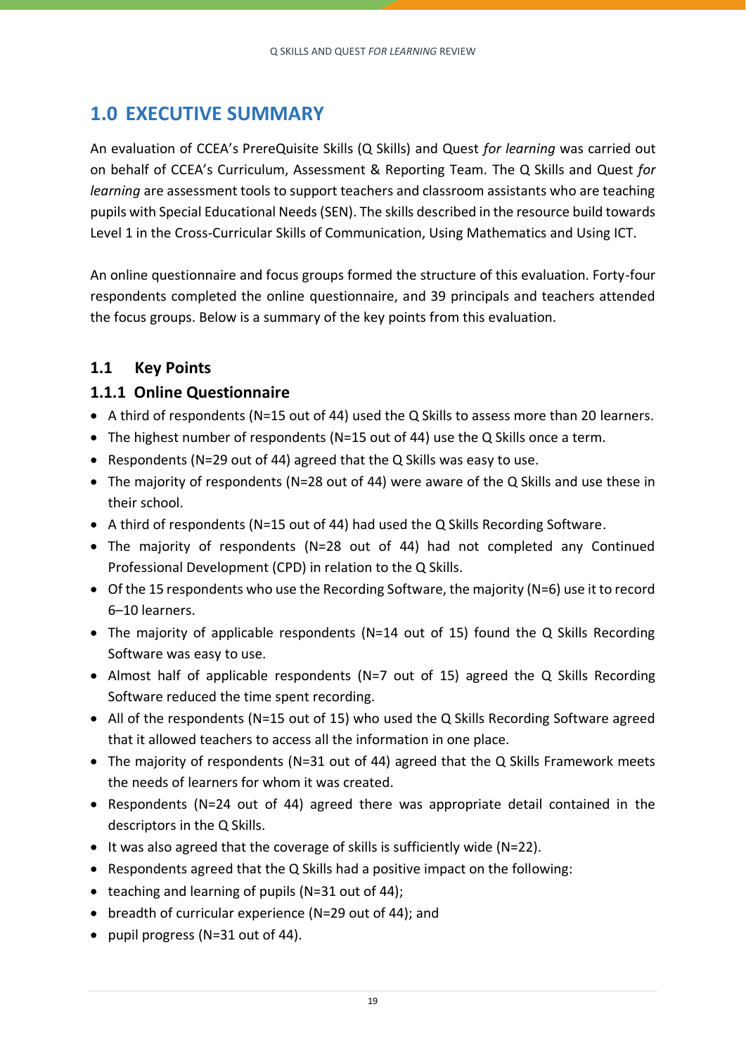# 1.0 EXECUTIVE SUMMARY

An evaluation of CCEA's PrereQuisite Skills (Q Skills) and Quest *for learning* was carried out on behalf of CCEA's Curriculum, Assessment & Reporting Team. The Q Skills and Quest *for learning* are assessment tools to support teachers and classroom assistants who are teaching pupils with Special Educational Needs (SEN). The skills described in the resource build towards Level 1 in the Cross-Curricular Skills of Communication, Using Mathematics and Using ICT.

An online questionnaire and focus groups formed the structure of this evaluation. Forty-four respondents completed the online questionnaire, and 39 principals and teachers attended the focus groups. Below is a summary of the key points from this evaluation.

## 1.1 Key Points

### 1.1.1 Online Questionnaire

- A third of respondents (N=15 out of 44) used the Q Skills to assess more than 20 learners.
- The highest number of respondents (N=15 out of 44) use the Q Skills once a term.
- Respondents (N=29 out of 44) agreed that the Q Skills was easy to use.
- The majority of respondents (N=28 out of 44) were aware of the Q Skills and use these in their school.
- A third of respondents (N=15 out of 44) had used the Q Skills Recording Software.
- The majority of respondents (N=28 out of 44) had not completed any Continued Professional Development (CPD) in relation to the Q Skills.
- Of the 15 respondents who use the Recording Software, the majority (N=6) use it to record 6–10 learners.
- The majority of applicable respondents (N=14 out of 15) found the Q Skills Recording Software was easy to use.
- Almost half of applicable respondents (N=7 out of 15) agreed the Q Skills Recording Software reduced the time spent recording.
- All of the respondents (N=15 out of 15) who used the Q Skills Recording Software agreed that it allowed teachers to access all the information in one place.
- The majority of respondents (N=31 out of 44) agreed that the Q Skills Framework meets the needs of learners for whom it was created.
- Respondents (N=24 out of 44) agreed there was appropriate detail contained in the descriptors in the Q Skills.
- It was also agreed that the coverage of skills is sufficiently wide (N=22).
- Respondents agreed that the Q Skills had a positive impact on the following:
- teaching and learning of pupils (N=31 out of 44);
- breadth of curricular experience (N=29 out of 44); and
- pupil progress (N=31 out of 44).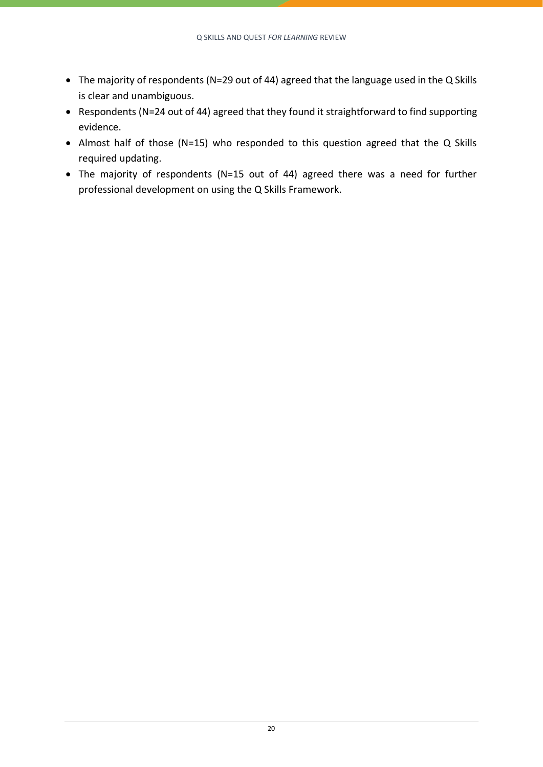- The majority of respondents (N=29 out of 44) agreed that the language used in the Q Skills is clear and unambiguous.
- Respondents (N=24 out of 44) agreed that they found it straightforward to find supporting evidence.
- Almost half of those (N=15) who responded to this question agreed that the Q Skills required updating.
- The majority of respondents (N=15 out of 44) agreed there was a need for further professional development on using the Q Skills Framework.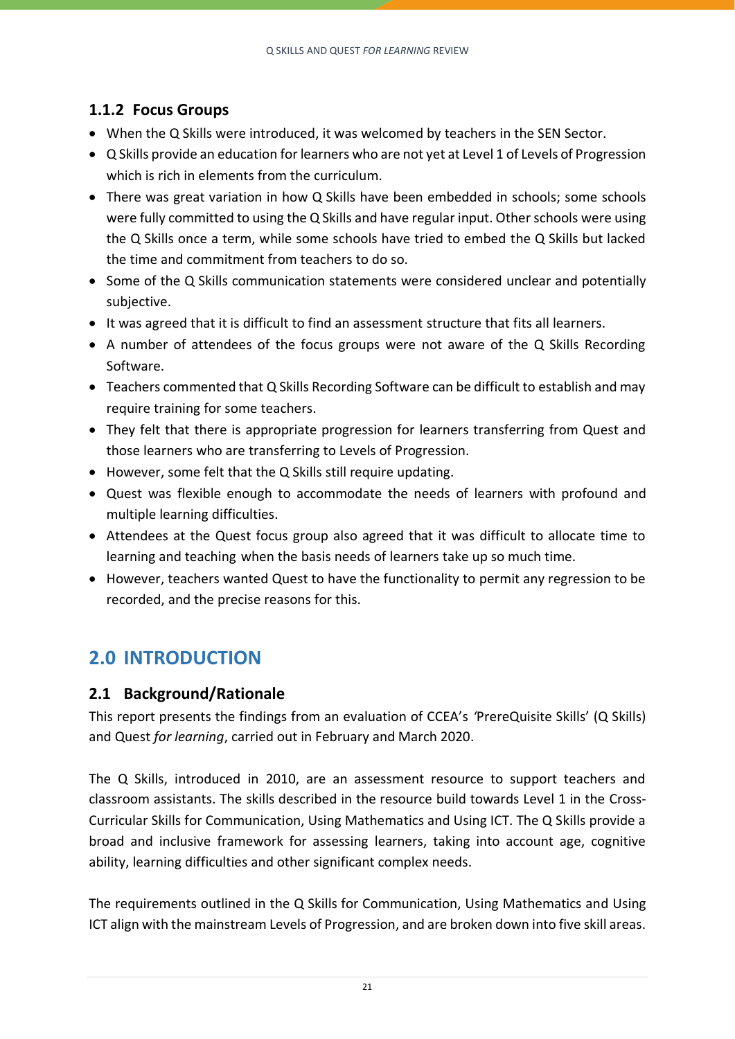### 1.1.2 Focus Groups

- When the Q Skills were introduced, it was welcomed by teachers in the SEN Sector.
- Q Skills provide an education for learners who are not yet at Level 1 of Levels of Progression which is rich in elements from the curriculum.
- There was great variation in how Q Skills have been embedded in schools; some schools were fully committed to using the Q Skills and have regular input. Other schools were using the Q Skills once a term, while some schools have tried to embed the Q Skills but lacked the time and commitment from teachers to do so.
- Some of the Q Skills communication statements were considered unclear and potentially subjective.
- It was agreed that it is difficult to find an assessment structure that fits all learners.
- A number of attendees of the focus groups were not aware of the Q Skills Recording Software.
- Teachers commented that Q Skills Recording Software can be difficult to establish and may require training for some teachers.
- They felt that there is appropriate progression for learners transferring from Quest and those learners who are transferring to Levels of Progression.
- However, some felt that the Q Skills still require updating.
- Quest was flexible enough to accommodate the needs of learners with profound and multiple learning difficulties.
- Attendees at the Quest focus group also agreed that it was difficult to allocate time to learning and teaching when the basis needs of learners take up so much time.
- However, teachers wanted Quest to have the functionality to permit any regression to be recorded, and the precise reasons for this.

## 2.0 INTRODUCTION

### 2.1 Background/Rationale

This report presents the findings from an evaluation of CCEA's *'*PrereQuisite Skills' (Q Skills) and Quest *for learning*, carried out in February and March 2020.

The Q Skills, introduced in 2010, are an assessment resource to support teachers and classroom assistants. The skills described in the resource build towards Level 1 in the Cross-Curricular Skills for Communication, Using Mathematics and Using ICT. The Q Skills provide a broad and inclusive framework for assessing learners, taking into account age, cognitive ability, learning difficulties and other significant complex needs.

The requirements outlined in the Q Skills for Communication, Using Mathematics and Using ICT align with the mainstream Levels of Progression, and are broken down into five skill areas.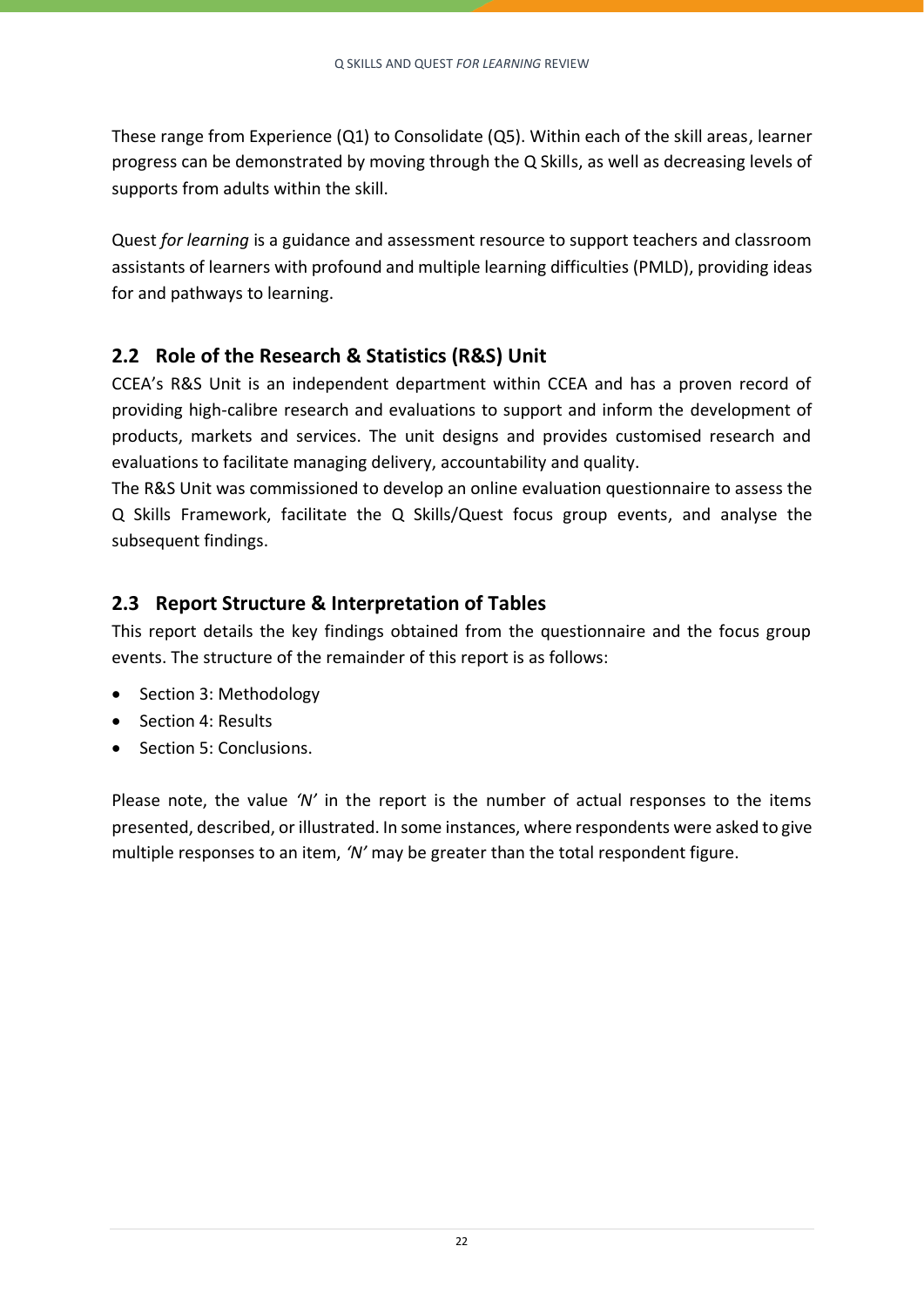These range from Experience (Q1) to Consolidate (Q5). Within each of the skill areas, learner progress can be demonstrated by moving through the Q Skills, as well as decreasing levels of supports from adults within the skill.

Quest *for learning* is a guidance and assessment resource to support teachers and classroom assistants of learners with profound and multiple learning difficulties (PMLD), providing ideas for and pathways to learning.

## 2.2 Role of the Research & Statistics (R&S) Unit

CCEA's R&S Unit is an independent department within CCEA and has a proven record of providing high-calibre research and evaluations to support and inform the development of products, markets and services. The unit designs and provides customised research and evaluations to facilitate managing delivery, accountability and quality.

The R&S Unit was commissioned to develop an online evaluation questionnaire to assess the Q Skills Framework, facilitate the Q Skills/Quest focus group events, and analyse the subsequent findings.

## 2.3 Report Structure & Interpretation of Tables

This report details the key findings obtained from the questionnaire and the focus group events. The structure of the remainder of this report is as follows:

- Section 3: Methodology
- Section 4: Results
- Section 5: Conclusions.

Please note, the value *'N'* in the report is the number of actual responses to the items presented, described, or illustrated. In some instances, where respondents were asked to give multiple responses to an item, *'N'* may be greater than the total respondent figure.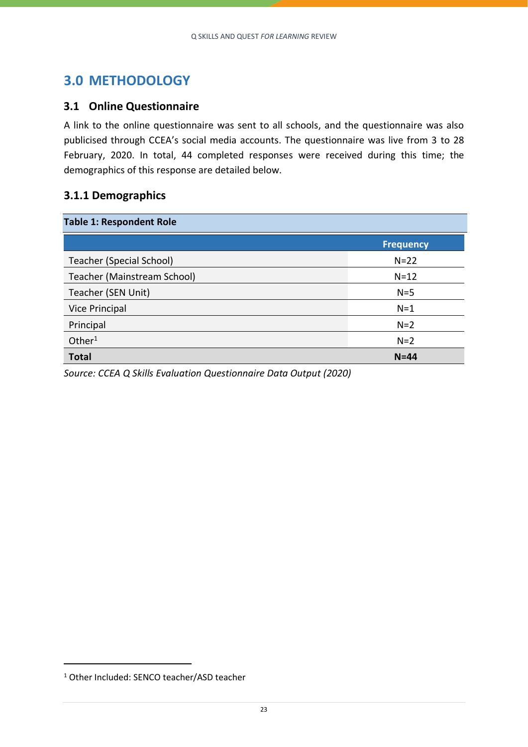# 3.0 METHODOLOGY

## 3.1 Online Questionnaire

A link to the online questionnaire was sent to all schools, and the questionnaire was also publicised through CCEA's social media accounts. The questionnaire was live from 3 to 28 February, 2020. In total, 44 completed responses were received during this time; the demographics of this response are detailed below.

### 3.1.1 Demographics

**Table 1: Respondent Role**

| | Frequency |
|---|---|
| Teacher (Special School) | N=22 |
| Teacher (Mainstream School) | N=12 |
| Teacher (SEN Unit) | N=5 |
| Vice Principal | N=1 |
| Principal | N=2 |
| Other[1] | N=2 |
| **Total** | **N=44** |

*Source: CCEA Q Skills Evaluation Questionnaire Data Output (2020)*

[1] Other Included: SENCO teacher/ASD teacher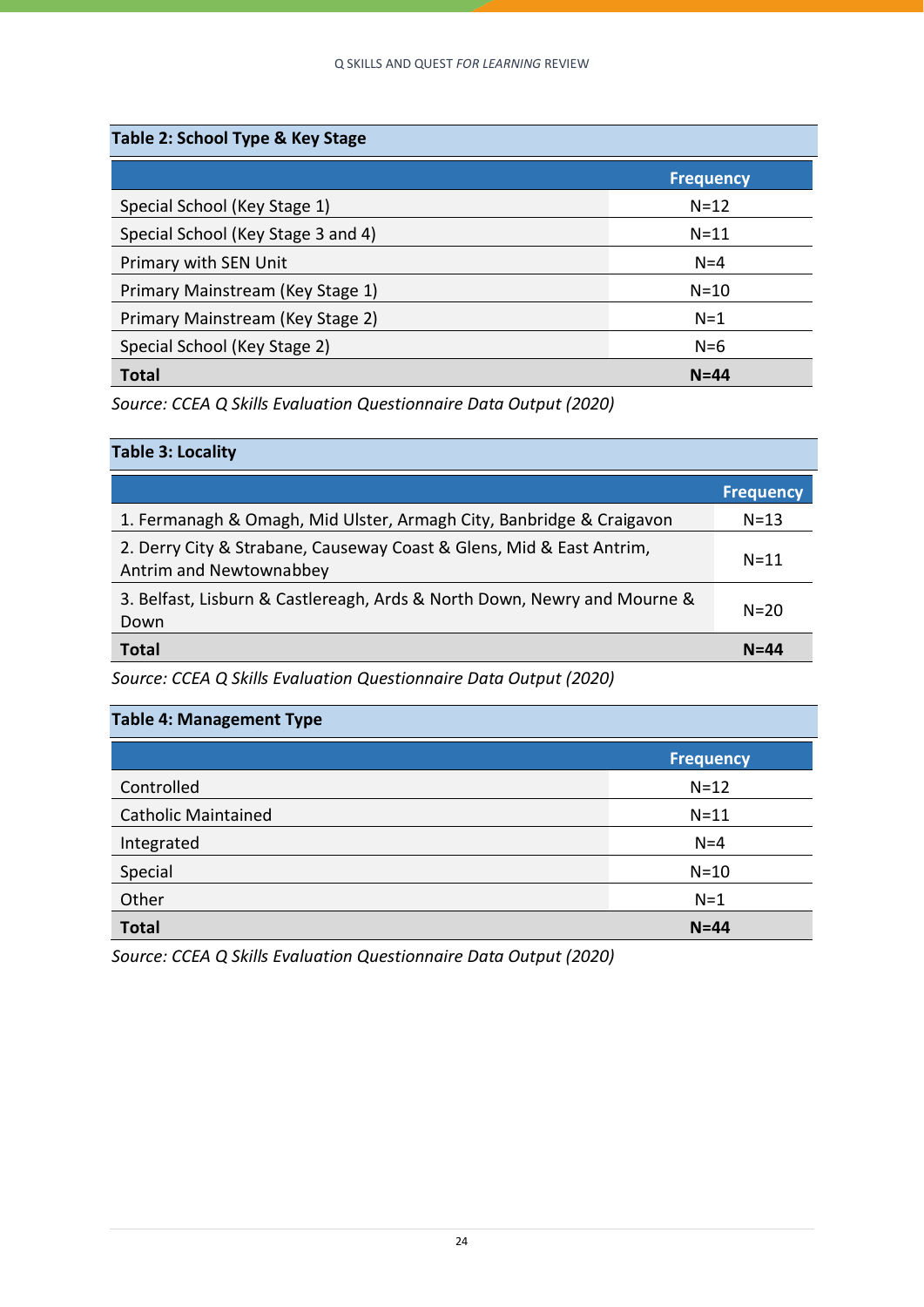**Table 2: School Type & Key Stage**

| | Frequency |
|---|---|
| Special School (Key Stage 1) | N=12 |
| Special School (Key Stage 3 and 4) | N=11 |
| Primary with SEN Unit | N=4 |
| Primary Mainstream (Key Stage 1) | N=10 |
| Primary Mainstream (Key Stage 2) | N=1 |
| Special School (Key Stage 2) | N=6 |
| **Total** | **N=44** |

*Source: CCEA Q Skills Evaluation Questionnaire Data Output (2020)*

**Table 3: Locality**

| | Frequency |
|---|---|
| 1. Fermanagh & Omagh, Mid Ulster, Armagh City, Banbridge & Craigavon | N=13 |
| 2. Derry City & Strabane, Causeway Coast & Glens, Mid & East Antrim, Antrim and Newtownabbey | N=11 |
| 3. Belfast, Lisburn & Castlereagh, Ards & North Down, Newry and Mourne & Down | N=20 |
| **Total** | **N=44** |

*Source: CCEA Q Skills Evaluation Questionnaire Data Output (2020)*

**Table 4: Management Type**

| | Frequency |
|---|---|
| Controlled | N=12 |
| Catholic Maintained | N=11 |
| Integrated | N=4 |
| Special | N=10 |
| Other | N=1 |
| **Total** | **N=44** |

*Source: CCEA Q Skills Evaluation Questionnaire Data Output (2020)*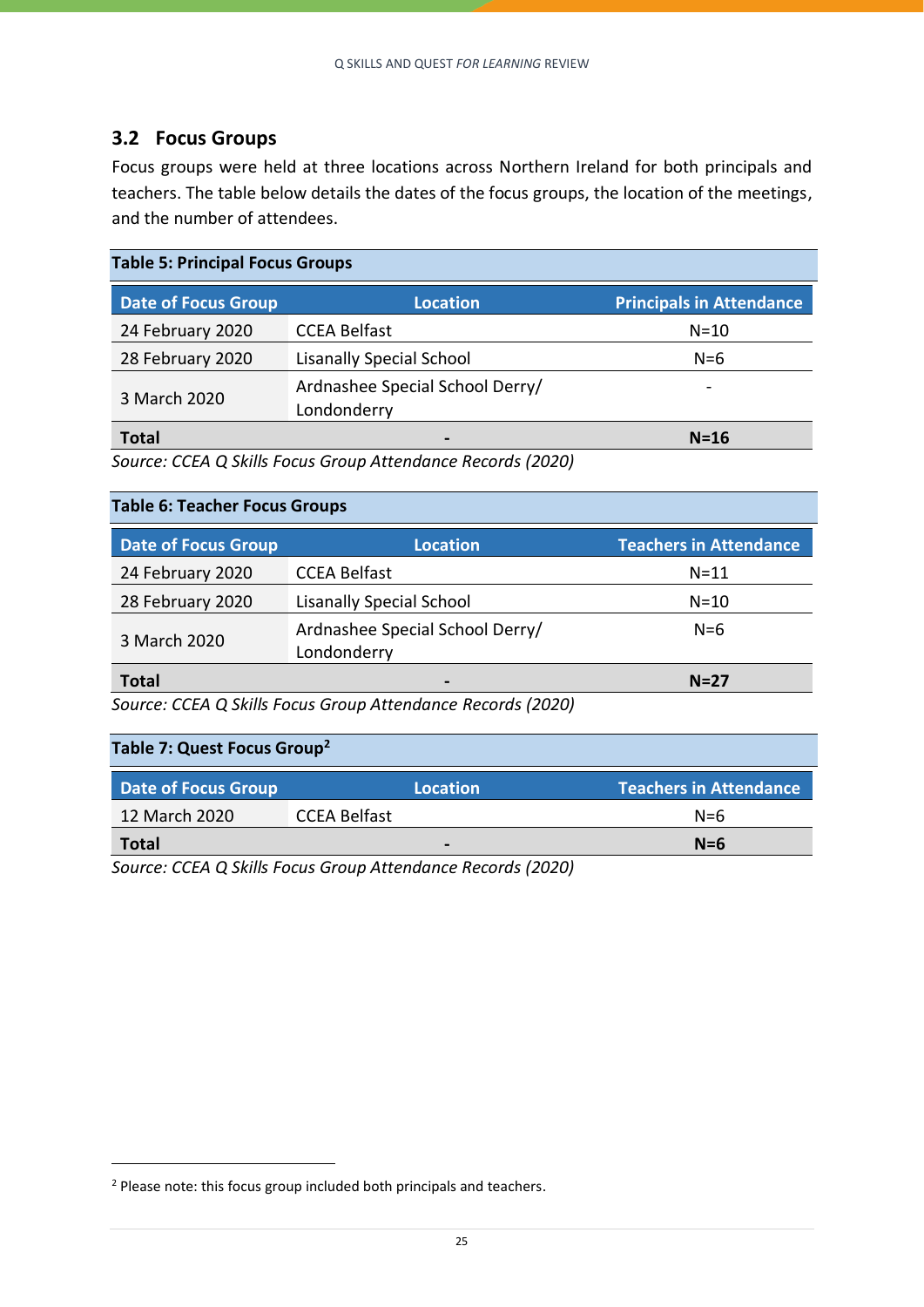## 3.2 Focus Groups

Focus groups were held at three locations across Northern Ireland for both principals and teachers. The table below details the dates of the focus groups, the location of the meetings, and the number of attendees.

**Table 5: Principal Focus Groups**

| Date of Focus Group | Location | Principals in Attendance |
|---|---|---|
| 24 February 2020 | CCEA Belfast | N=10 |
| 28 February 2020 | Lisanally Special School | N=6 |
| 3 March 2020 | Ardnashee Special School Derry/ Londonderry | - |
| **Total** | - | **N=16** |

*Source: CCEA Q Skills Focus Group Attendance Records (2020)*

**Table 6: Teacher Focus Groups**

| Date of Focus Group | Location | Teachers in Attendance |
|---|---|---|
| 24 February 2020 | CCEA Belfast | N=11 |
| 28 February 2020 | Lisanally Special School | N=10 |
| 3 March 2020 | Ardnashee Special School Derry/ Londonderry | N=6 |
| **Total** | - | **N=27** |

*Source: CCEA Q Skills Focus Group Attendance Records (2020)*

**Table 7: Quest Focus Group[2]**

| Date of Focus Group | Location | Teachers in Attendance |
|---|---|---|
| 12 March 2020 | CCEA Belfast | N=6 |
| **Total** | - | **N=6** |

*Source: CCEA Q Skills Focus Group Attendance Records (2020)*

[2] Please note: this focus group included both principals and teachers.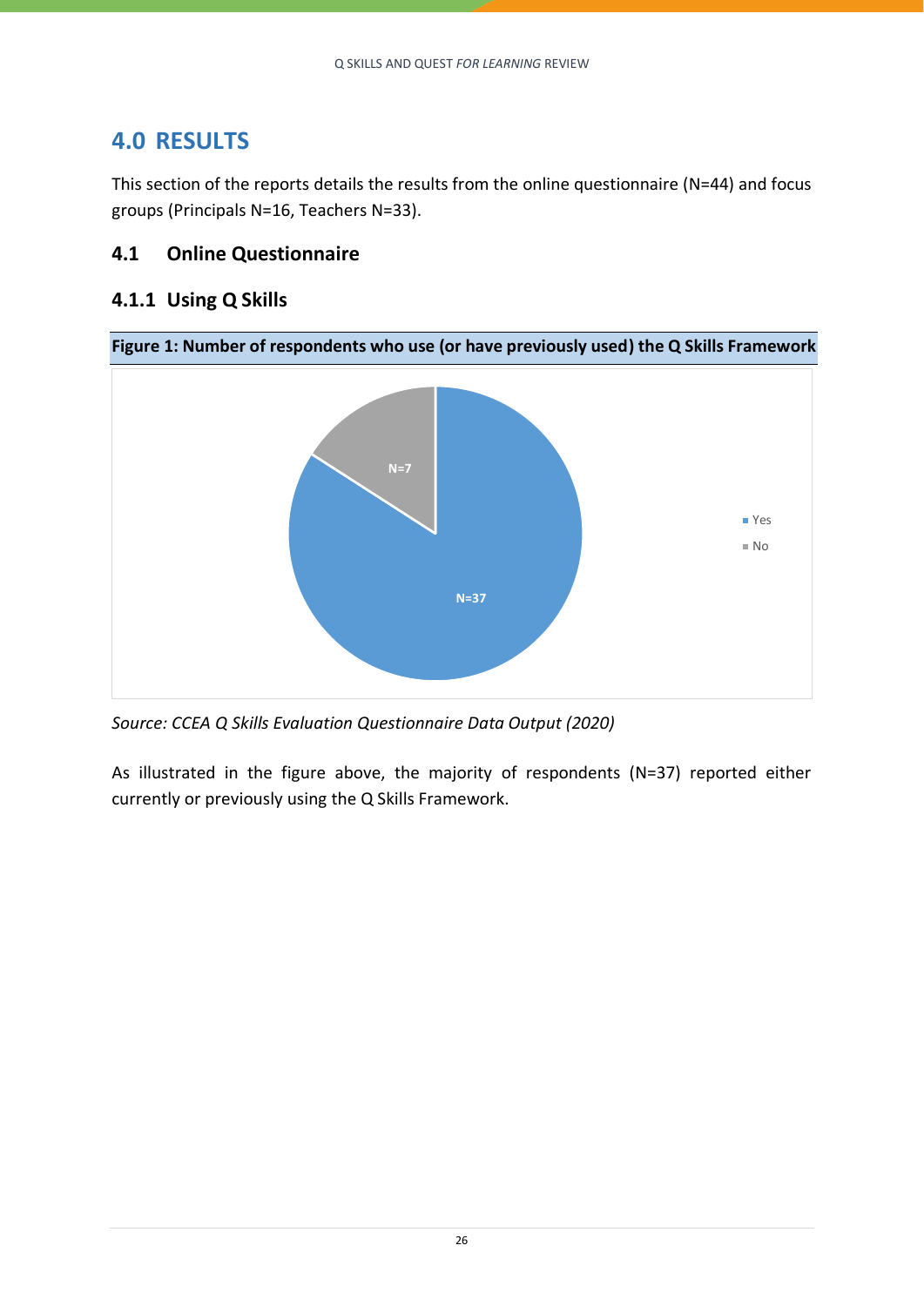# 4.0 RESULTS

This section of the reports details the results from the online questionnaire (N=44) and focus groups (Principals N=16, Teachers N=33).

## 4.1 Online Questionnaire

### 4.1.1 Using Q Skills

**Figure 1: Number of respondents who use (or have previously used) the Q Skills Framework**

*Source: CCEA Q Skills Evaluation Questionnaire Data Output (2020)*

As illustrated in the figure above, the majority of respondents (N=37) reported either currently or previously using the Q Skills Framework.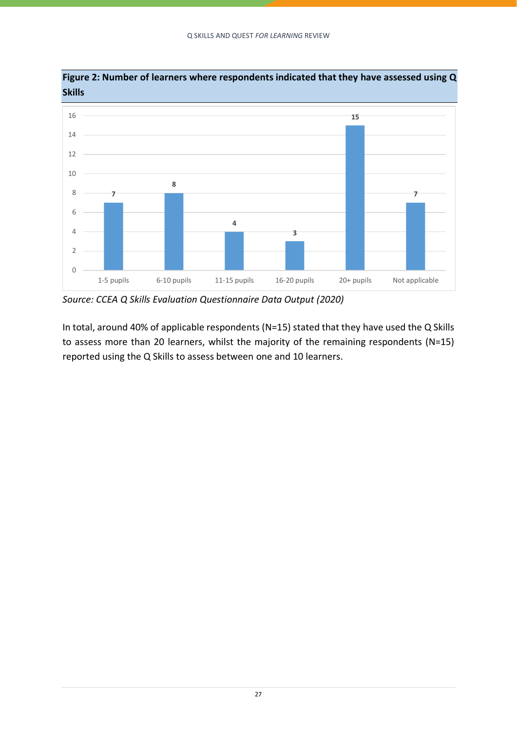**Figure 2: Number of learners where respondents indicated that they have assessed using Q Skills**

| Number of pupils | Respondents |
|---|---|
| 1-5 pupils | 7 |
| 6-10 pupils | 8 |
| 11-15 pupils | 4 |
| 16-20 pupils | 3 |
| 20+ pupils | 15 |
| Not applicable | 7 |

*Source: CCEA Q Skills Evaluation Questionnaire Data Output (2020)*

In total, around 40% of applicable respondents (N=15) stated that they have used the Q Skills to assess more than 20 learners, whilst the majority of the remaining respondents (N=15) reported using the Q Skills to assess between one and 10 learners.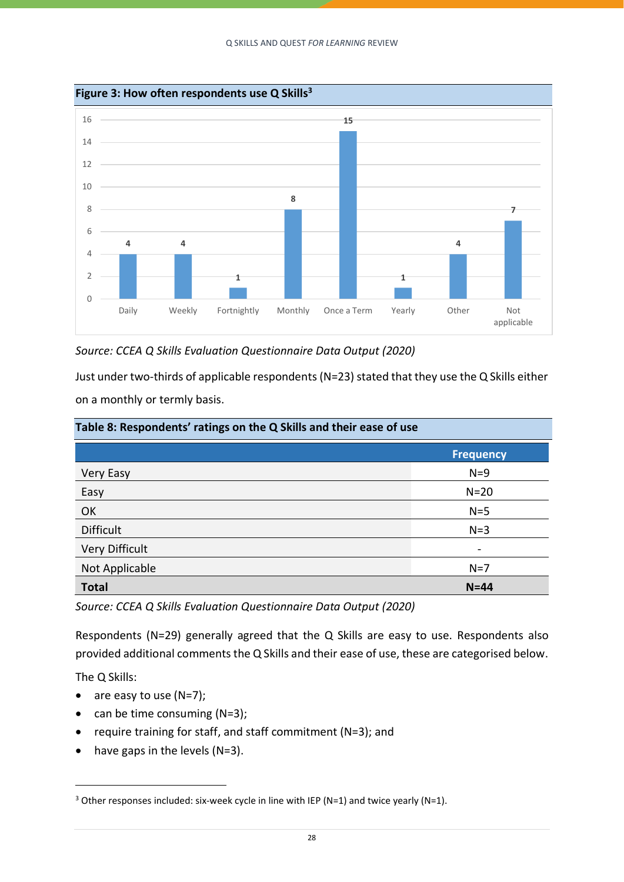**Figure 3: How often respondents use Q Skills[3]**

| | Frequency |
|---|---|
| Daily | 4 |
| Weekly | 4 |
| Fortnightly | 1 |
| Monthly | 8 |
| Once a Term | 15 |
| Yearly | 1 |
| Other | 4 |
| Not applicable | 7 |

*Source: CCEA Q Skills Evaluation Questionnaire Data Output (2020)*

Just under two-thirds of applicable respondents (N=23) stated that they use the Q Skills either on a monthly or termly basis.

**Table 8: Respondents' ratings on the Q Skills and their ease of use**

| | Frequency |
|---|---|
| Very Easy | N=9 |
| Easy | N=20 |
| OK | N=5 |
| Difficult | N=3 |
| Very Difficult | - |
| Not Applicable | N=7 |
| **Total** | **N=44** |

*Source: CCEA Q Skills Evaluation Questionnaire Data Output (2020)*

Respondents (N=29) generally agreed that the Q Skills are easy to use. Respondents also provided additional comments the Q Skills and their ease of use, these are categorised below.

The Q Skills:

- are easy to use (N=7);
- can be time consuming (N=3);
- require training for staff, and staff commitment (N=3); and
- have gaps in the levels (N=3).

[3] Other responses included: six-week cycle in line with IEP (N=1) and twice yearly (N=1).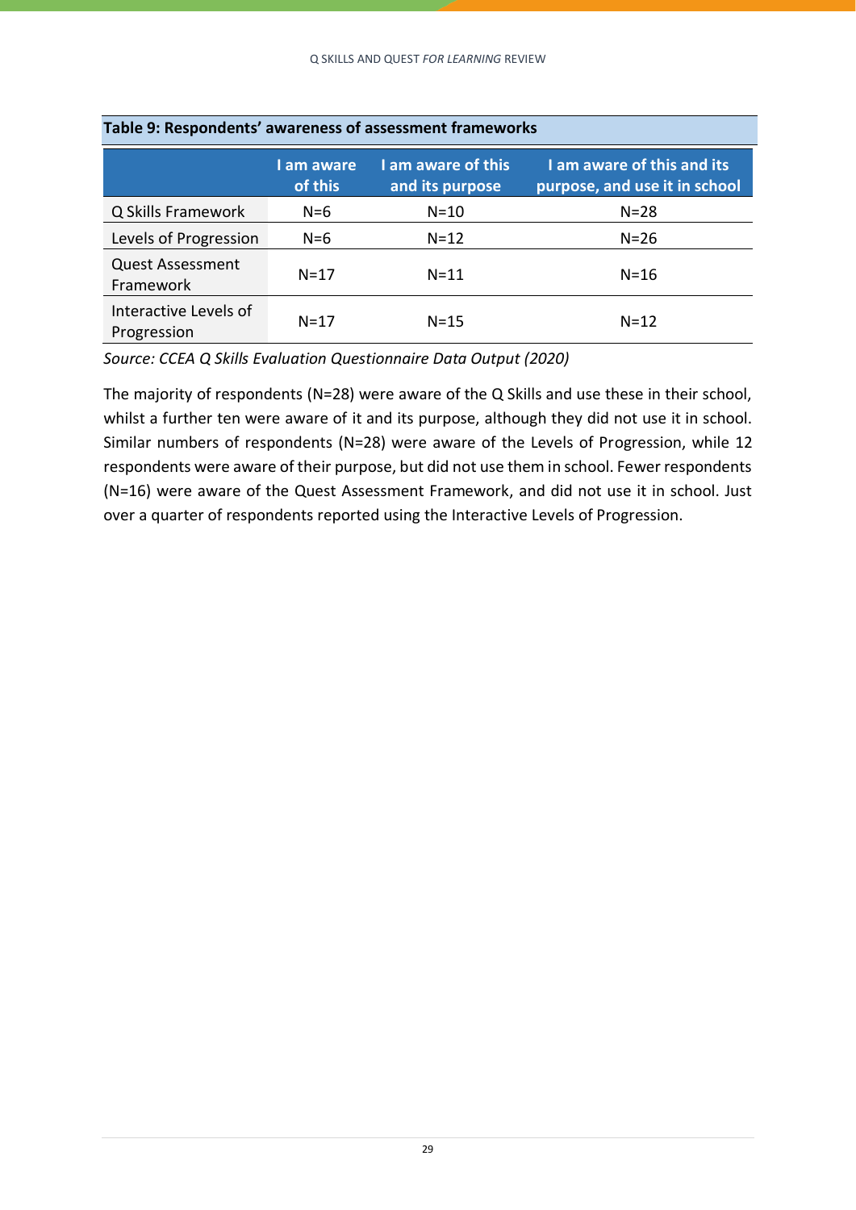**Table 9: Respondents' awareness of assessment frameworks**

| | I am aware of this | I am aware of this and its purpose | I am aware of this and its purpose, and use it in school |
|---|---|---|---|
| Q Skills Framework | N=6 | N=10 | N=28 |
| Levels of Progression | N=6 | N=12 | N=26 |
| Quest Assessment Framework | N=17 | N=11 | N=16 |
| Interactive Levels of Progression | N=17 | N=15 | N=12 |

*Source: CCEA Q Skills Evaluation Questionnaire Data Output (2020)*

The majority of respondents (N=28) were aware of the Q Skills and use these in their school, whilst a further ten were aware of it and its purpose, although they did not use it in school. Similar numbers of respondents (N=28) were aware of the Levels of Progression, while 12 respondents were aware of their purpose, but did not use them in school. Fewer respondents (N=16) were aware of the Quest Assessment Framework, and did not use it in school. Just over a quarter of respondents reported using the Interactive Levels of Progression.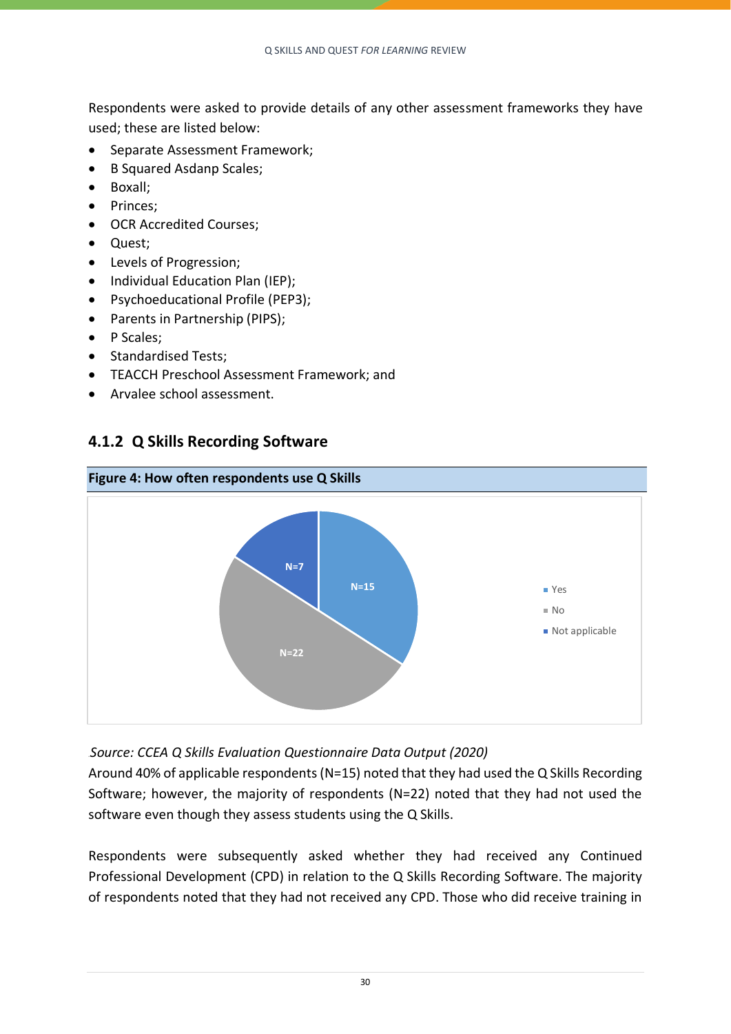Respondents were asked to provide details of any other assessment frameworks they have used; these are listed below:

- Separate Assessment Framework;
- B Squared Asdanp Scales;
- Boxall;
- Princes;
- OCR Accredited Courses;
- Quest;
- Levels of Progression;
- Individual Education Plan (IEP);
- Psychoeducational Profile (PEP3);
- Parents in Partnership (PIPS);
- P Scales;
- Standardised Tests;
- TEACCH Preschool Assessment Framework; and
- Arvalee school assessment.

### 4.1.2 Q Skills Recording Software

**Figure 4: How often respondents use Q Skills**

| Response | N |
|---|---|
| Yes | 15 |
| No | 22 |
| Not applicable | 7 |

*Source: CCEA Q Skills Evaluation Questionnaire Data Output (2020)*

Around 40% of applicable respondents (N=15) noted that they had used the Q Skills Recording Software; however, the majority of respondents (N=22) noted that they had not used the software even though they assess students using the Q Skills.

Respondents were subsequently asked whether they had received any Continued Professional Development (CPD) in relation to the Q Skills Recording Software. The majority of respondents noted that they had not received any CPD. Those who did receive training in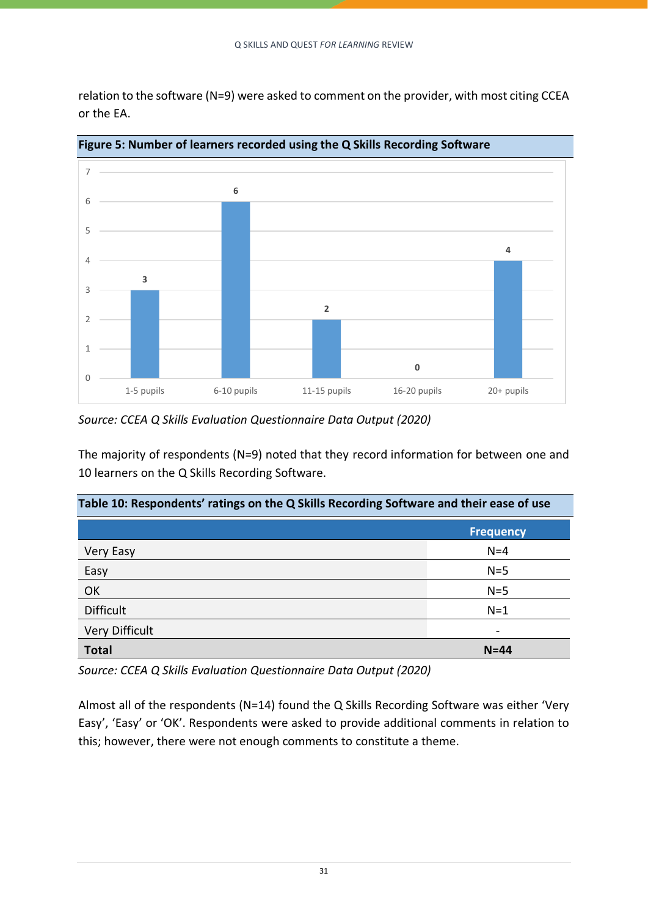relation to the software (N=9) were asked to comment on the provider, with most citing CCEA or the EA.

**Figure 5: Number of learners recorded using the Q Skills Recording Software**

| Number of learners | Respondents |
|---|---|
| 1-5 pupils | 3 |
| 6-10 pupils | 6 |
| 11-15 pupils | 2 |
| 16-20 pupils | 0 |
| 20+ pupils | 4 |

*Source: CCEA Q Skills Evaluation Questionnaire Data Output (2020)*

The majority of respondents (N=9) noted that they record information for between one and 10 learners on the Q Skills Recording Software.

**Table 10: Respondents' ratings on the Q Skills Recording Software and their ease of use**

| | Frequency |
|---|---|
| Very Easy | N=4 |
| Easy | N=5 |
| OK | N=5 |
| Difficult | N=1 |
| Very Difficult | - |
| **Total** | **N=44** |

*Source: CCEA Q Skills Evaluation Questionnaire Data Output (2020)*

Almost all of the respondents (N=14) found the Q Skills Recording Software was either 'Very Easy', 'Easy' or 'OK'. Respondents were asked to provide additional comments in relation to this; however, there were not enough comments to constitute a theme.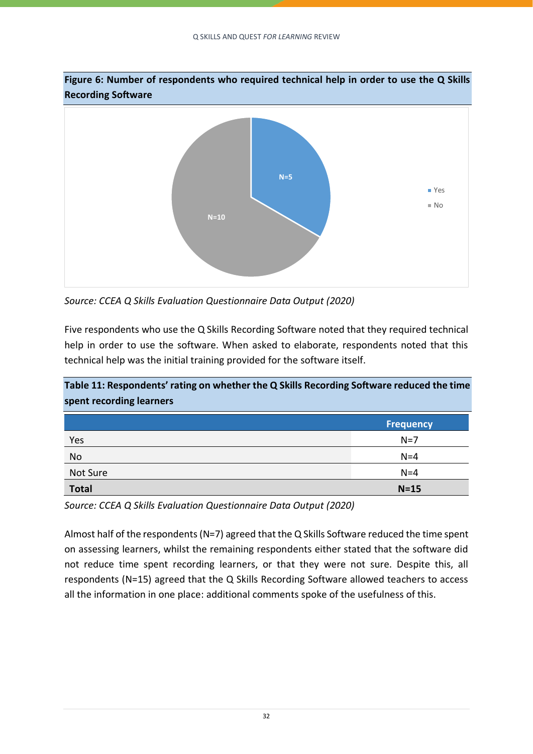**Figure 6: Number of respondents who required technical help in order to use the Q Skills Recording Software**

*Source: CCEA Q Skills Evaluation Questionnaire Data Output (2020)*

Five respondents who use the Q Skills Recording Software noted that they required technical help in order to use the software. When asked to elaborate, respondents noted that this technical help was the initial training provided for the software itself.

**Table 11: Respondents' rating on whether the Q Skills Recording Software reduced the time spent recording learners**

| | Frequency |
|---|---|
| Yes | N=7 |
| No | N=4 |
| Not Sure | N=4 |
| **Total** | **N=15** |

*Source: CCEA Q Skills Evaluation Questionnaire Data Output (2020)*

Almost half of the respondents (N=7) agreed that the Q Skills Software reduced the time spent on assessing learners, whilst the remaining respondents either stated that the software did not reduce time spent recording learners, or that they were not sure. Despite this, all respondents (N=15) agreed that the Q Skills Recording Software allowed teachers to access all the information in one place: additional comments spoke of the usefulness of this.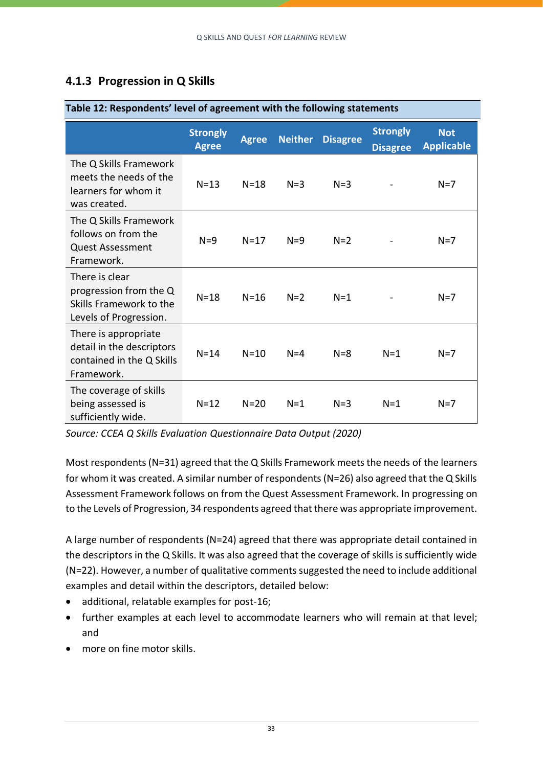### 4.1.3 Progression in Q Skills

**Table 12: Respondents' level of agreement with the following statements**

| | Strongly Agree | Agree | Neither | Disagree | Strongly Disagree | Not Applicable |
|---|---|---|---|---|---|---|
| The Q Skills Framework meets the needs of the learners for whom it was created. | N=13 | N=18 | N=3 | N=3 | - | N=7 |
| The Q Skills Framework follows on from the Quest Assessment Framework. | N=9 | N=17 | N=9 | N=2 | - | N=7 |
| There is clear progression from the Q Skills Framework to the Levels of Progression. | N=18 | N=16 | N=2 | N=1 | - | N=7 |
| There is appropriate detail in the descriptors contained in the Q Skills Framework. | N=14 | N=10 | N=4 | N=8 | N=1 | N=7 |
| The coverage of skills being assessed is sufficiently wide. | N=12 | N=20 | N=1 | N=3 | N=1 | N=7 |

*Source: CCEA Q Skills Evaluation Questionnaire Data Output (2020)*

Most respondents (N=31) agreed that the Q Skills Framework meets the needs of the learners for whom it was created. A similar number of respondents (N=26) also agreed that the Q Skills Assessment Framework follows on from the Quest Assessment Framework. In progressing on to the Levels of Progression, 34 respondents agreed that there was appropriate improvement.

A large number of respondents (N=24) agreed that there was appropriate detail contained in the descriptors in the Q Skills. It was also agreed that the coverage of skills is sufficiently wide (N=22). However, a number of qualitative comments suggested the need to include additional examples and detail within the descriptors, detailed below:

- additional, relatable examples for post-16;
- further examples at each level to accommodate learners who will remain at that level; and
- more on fine motor skills.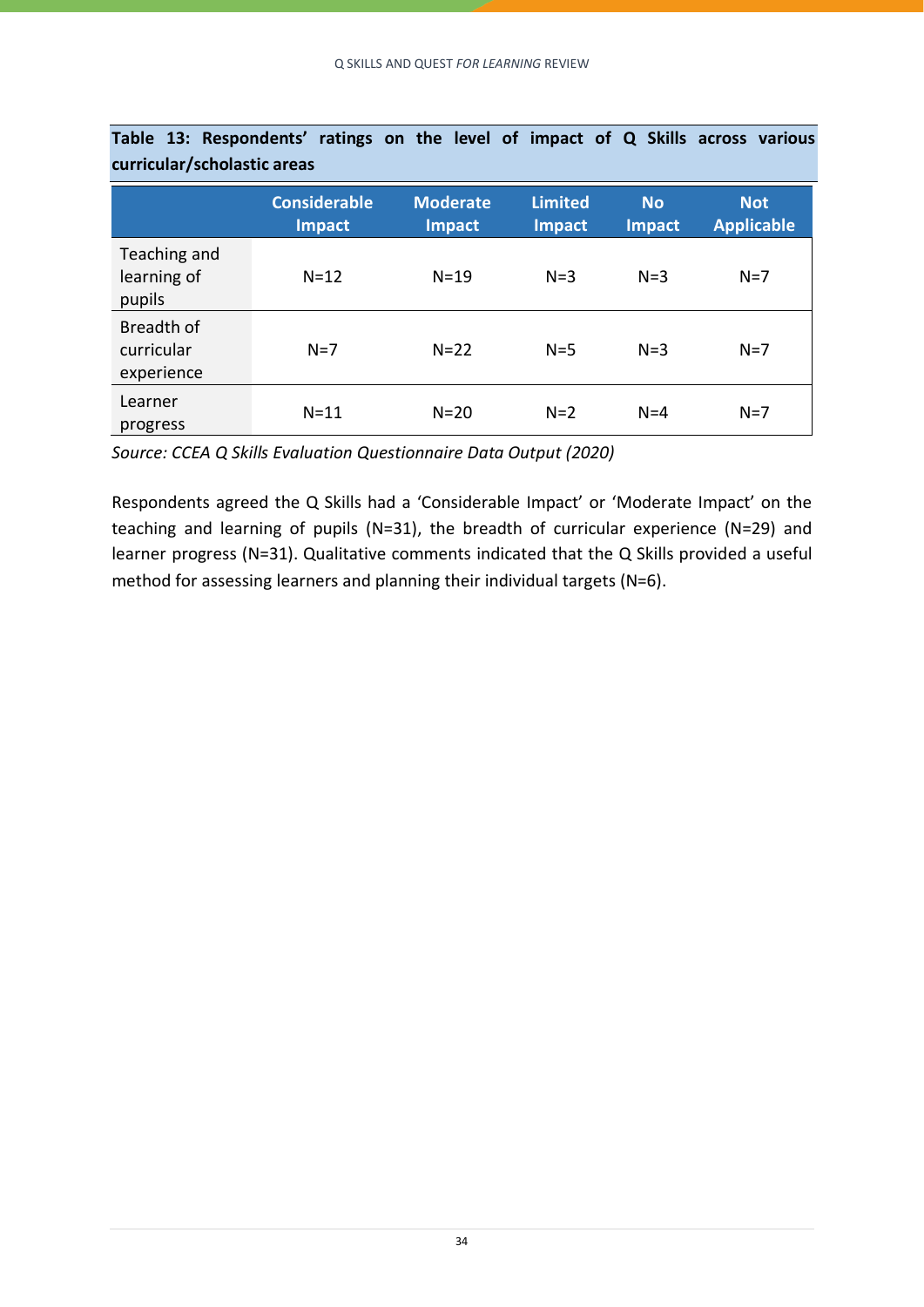**Table 13: Respondents' ratings on the level of impact of Q Skills across various curricular/scholastic areas**

| | Considerable Impact | Moderate Impact | Limited Impact | No Impact | Not Applicable |
|---|---|---|---|---|---|
| Teaching and learning of pupils | N=12 | N=19 | N=3 | N=3 | N=7 |
| Breadth of curricular experience | N=7 | N=22 | N=5 | N=3 | N=7 |
| Learner progress | N=11 | N=20 | N=2 | N=4 | N=7 |

*Source: CCEA Q Skills Evaluation Questionnaire Data Output (2020)*

Respondents agreed the Q Skills had a 'Considerable Impact' or 'Moderate Impact' on the teaching and learning of pupils (N=31), the breadth of curricular experience (N=29) and learner progress (N=31). Qualitative comments indicated that the Q Skills provided a useful method for assessing learners and planning their individual targets (N=6).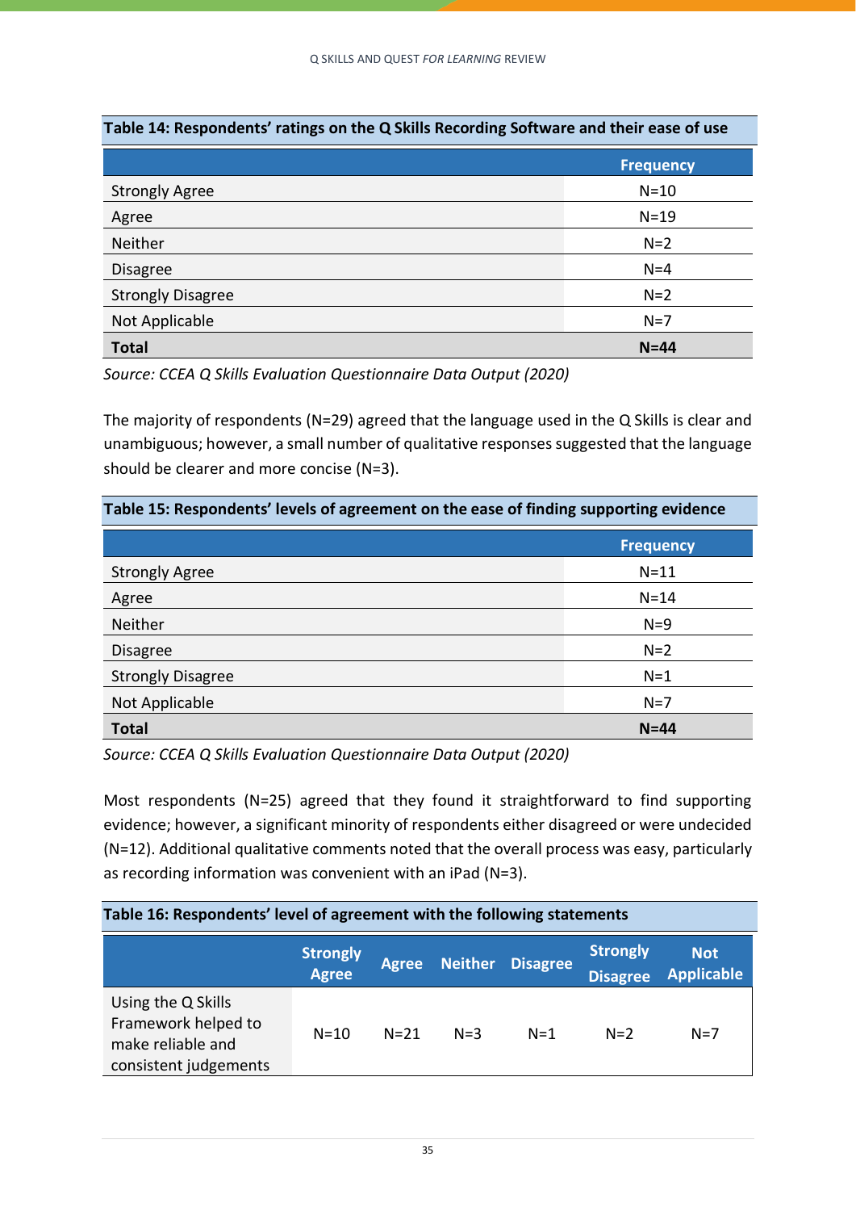**Table 14: Respondents' ratings on the Q Skills Recording Software and their ease of use**

| | Frequency |
|---|---|
| Strongly Agree | N=10 |
| Agree | N=19 |
| Neither | N=2 |
| Disagree | N=4 |
| Strongly Disagree | N=2 |
| Not Applicable | N=7 |
| **Total** | **N=44** |

*Source: CCEA Q Skills Evaluation Questionnaire Data Output (2020)*

The majority of respondents (N=29) agreed that the language used in the Q Skills is clear and unambiguous; however, a small number of qualitative responses suggested that the language should be clearer and more concise (N=3).

**Table 15: Respondents' levels of agreement on the ease of finding supporting evidence**

| | Frequency |
|---|---|
| Strongly Agree | N=11 |
| Agree | N=14 |
| Neither | N=9 |
| Disagree | N=2 |
| Strongly Disagree | N=1 |
| Not Applicable | N=7 |
| **Total** | **N=44** |

*Source: CCEA Q Skills Evaluation Questionnaire Data Output (2020)*

Most respondents (N=25) agreed that they found it straightforward to find supporting evidence; however, a significant minority of respondents either disagreed or were undecided (N=12). Additional qualitative comments noted that the overall process was easy, particularly as recording information was convenient with an iPad (N=3).

**Table 16: Respondents' level of agreement with the following statements**

| | Strongly Agree | Agree | Neither | Disagree | Strongly Disagree | Not Applicable |
|---|---|---|---|---|---|---|
| Using the Q Skills Framework helped to make reliable and consistent judgements | N=10 | N=21 | N=3 | N=1 | N=2 | N=7 |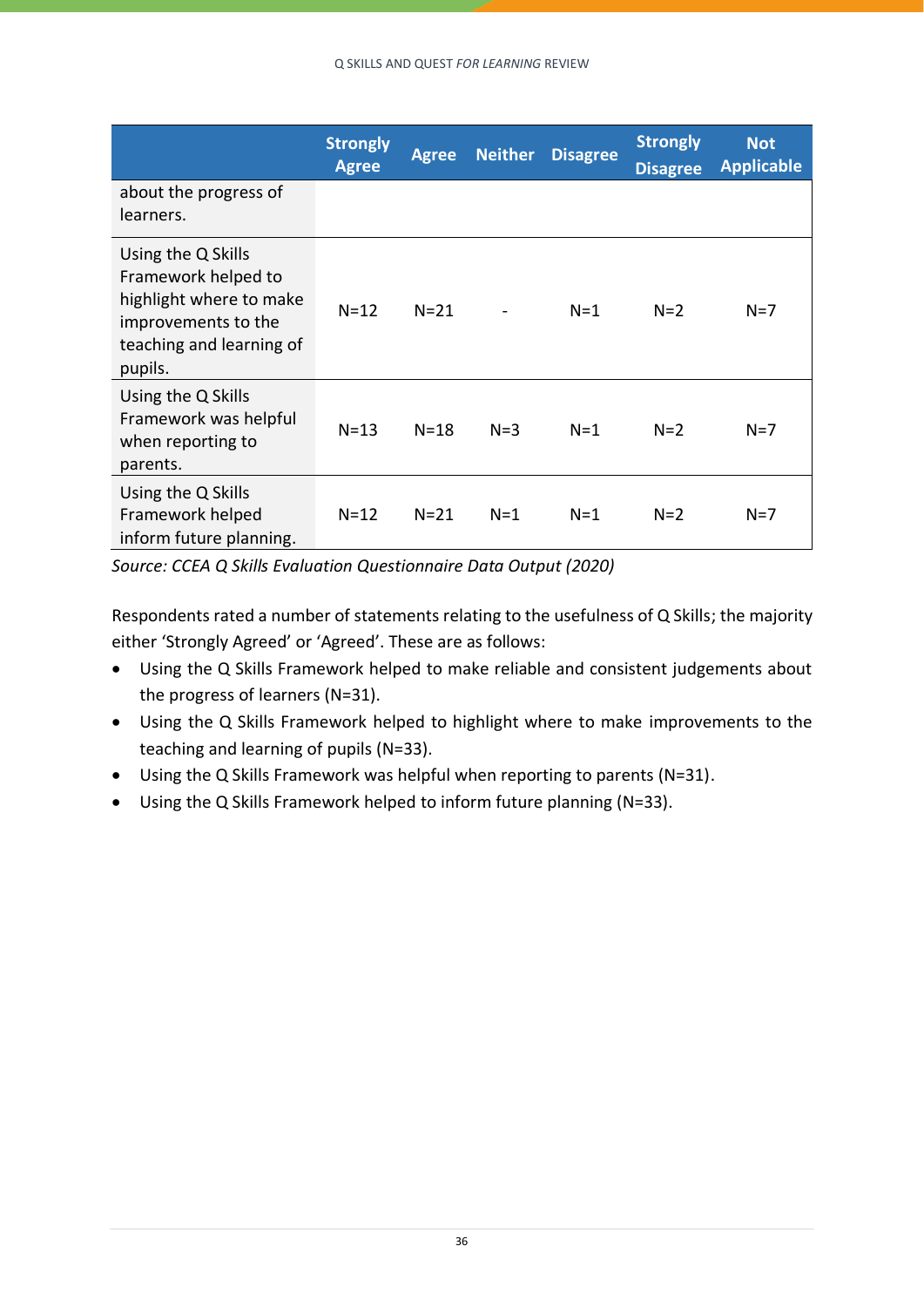| | Strongly Agree | Agree | Neither | Disagree | Strongly Disagree | Not Applicable |
|---|---|---|---|---|---|---|
| about the progress of learners. | | | | | | |
| Using the Q Skills Framework helped to highlight where to make improvements to the teaching and learning of pupils. | N=12 | N=21 | - | N=1 | N=2 | N=7 |
| Using the Q Skills Framework was helpful when reporting to parents. | N=13 | N=18 | N=3 | N=1 | N=2 | N=7 |
| Using the Q Skills Framework helped inform future planning. | N=12 | N=21 | N=1 | N=1 | N=2 | N=7 |

*Source: CCEA Q Skills Evaluation Questionnaire Data Output (2020)*

Respondents rated a number of statements relating to the usefulness of Q Skills; the majority either 'Strongly Agreed' or 'Agreed'. These are as follows:

- Using the Q Skills Framework helped to make reliable and consistent judgements about the progress of learners (N=31).
- Using the Q Skills Framework helped to highlight where to make improvements to the teaching and learning of pupils (N=33).
- Using the Q Skills Framework was helpful when reporting to parents (N=31).
- Using the Q Skills Framework helped to inform future planning (N=33).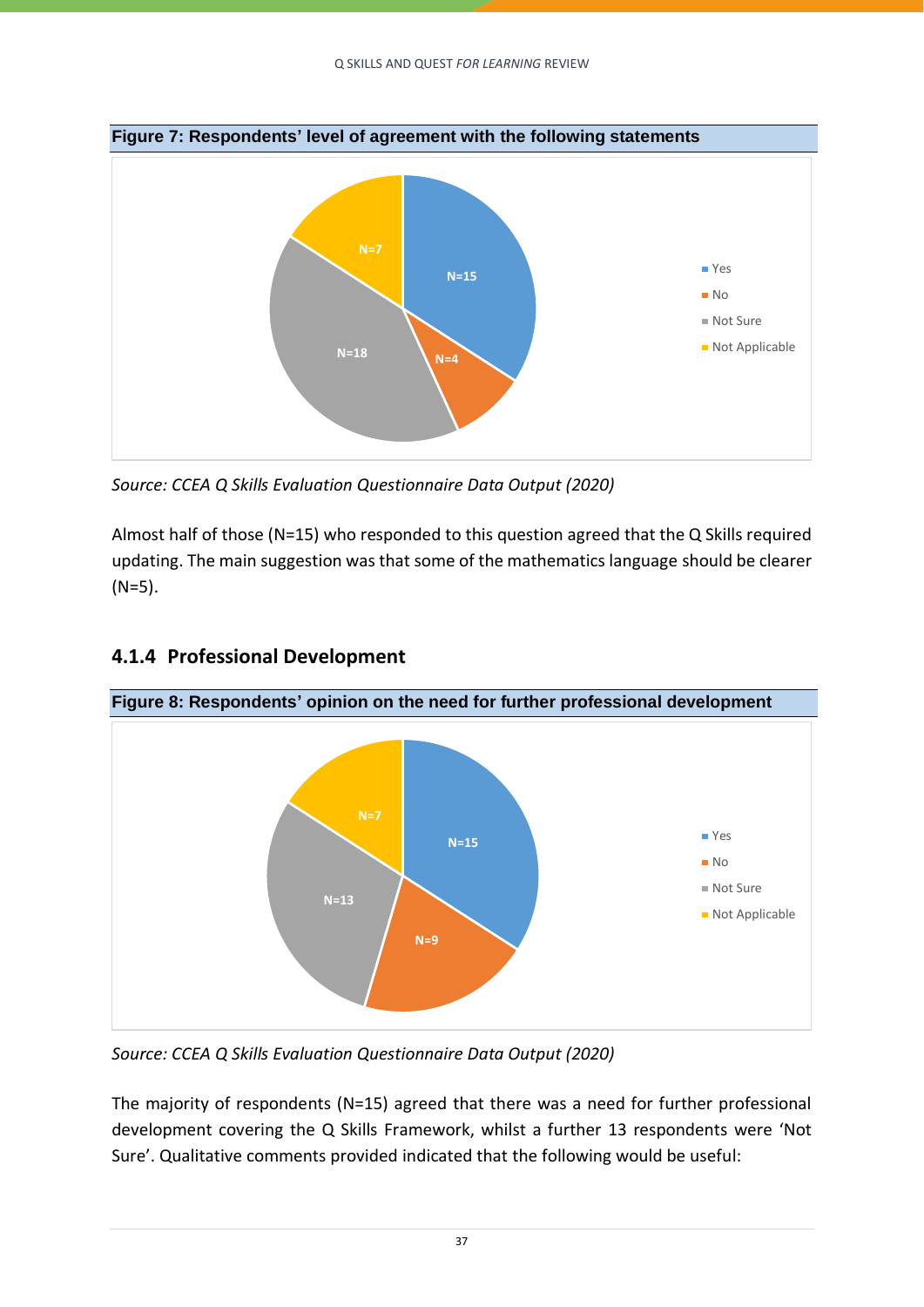**Figure 7: Respondents' level of agreement with the following statements**

*Source: CCEA Q Skills Evaluation Questionnaire Data Output (2020)*

Almost half of those (N=15) who responded to this question agreed that the Q Skills required updating. The main suggestion was that some of the mathematics language should be clearer (N=5).

### 4.1.4 Professional Development

**Figure 8: Respondents' opinion on the need for further professional development**

*Source: CCEA Q Skills Evaluation Questionnaire Data Output (2020)*

The majority of respondents (N=15) agreed that there was a need for further professional development covering the Q Skills Framework, whilst a further 13 respondents were 'Not Sure'. Qualitative comments provided indicated that the following would be useful: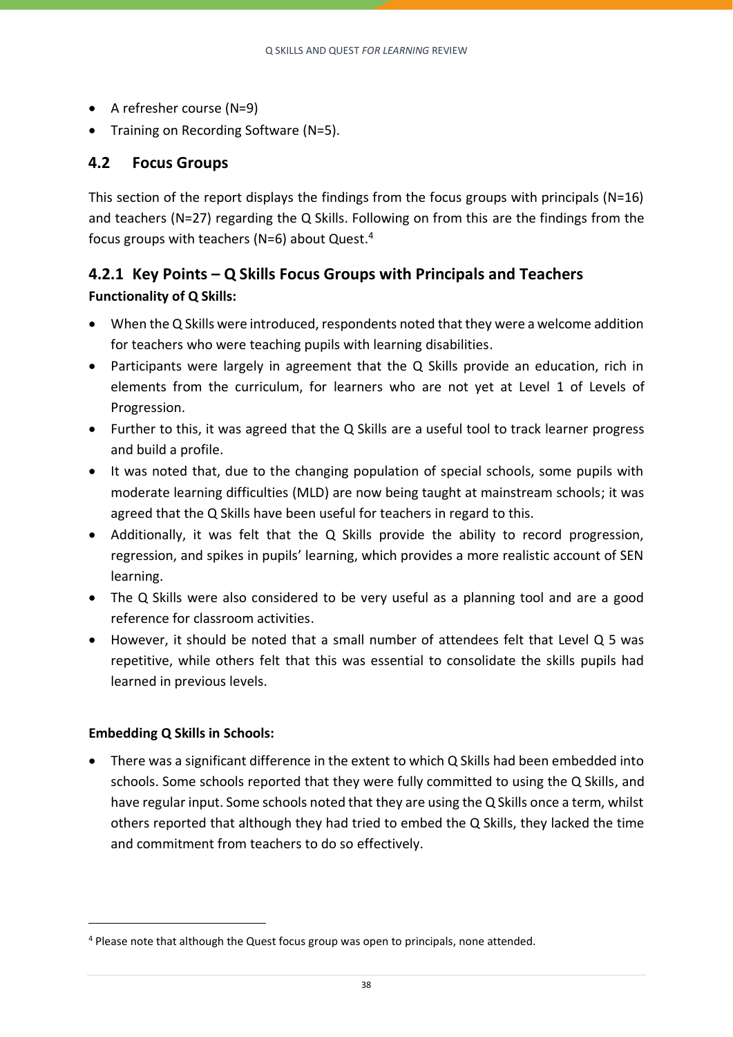- A refresher course (N=9)
- Training on Recording Software (N=5).

## 4.2 Focus Groups

This section of the report displays the findings from the focus groups with principals (N=16) and teachers (N=27) regarding the Q Skills. Following on from this are the findings from the focus groups with teachers (N=6) about Quest.[4]

### 4.2.1 Key Points – Q Skills Focus Groups with Principals and Teachers

**Functionality of Q Skills:**

- When the Q Skills were introduced, respondents noted that they were a welcome addition for teachers who were teaching pupils with learning disabilities.
- Participants were largely in agreement that the Q Skills provide an education, rich in elements from the curriculum, for learners who are not yet at Level 1 of Levels of Progression.
- Further to this, it was agreed that the Q Skills are a useful tool to track learner progress and build a profile.
- It was noted that, due to the changing population of special schools, some pupils with moderate learning difficulties (MLD) are now being taught at mainstream schools; it was agreed that the Q Skills have been useful for teachers in regard to this.
- Additionally, it was felt that the Q Skills provide the ability to record progression, regression, and spikes in pupils' learning, which provides a more realistic account of SEN learning.
- The Q Skills were also considered to be very useful as a planning tool and are a good reference for classroom activities.
- However, it should be noted that a small number of attendees felt that Level Q 5 was repetitive, while others felt that this was essential to consolidate the skills pupils had learned in previous levels.

**Embedding Q Skills in Schools:**

- There was a significant difference in the extent to which Q Skills had been embedded into schools. Some schools reported that they were fully committed to using the Q Skills, and have regular input. Some schools noted that they are using the Q Skills once a term, whilst others reported that although they had tried to embed the Q Skills, they lacked the time and commitment from teachers to do so effectively.

[4] Please note that although the Quest focus group was open to principals, none attended.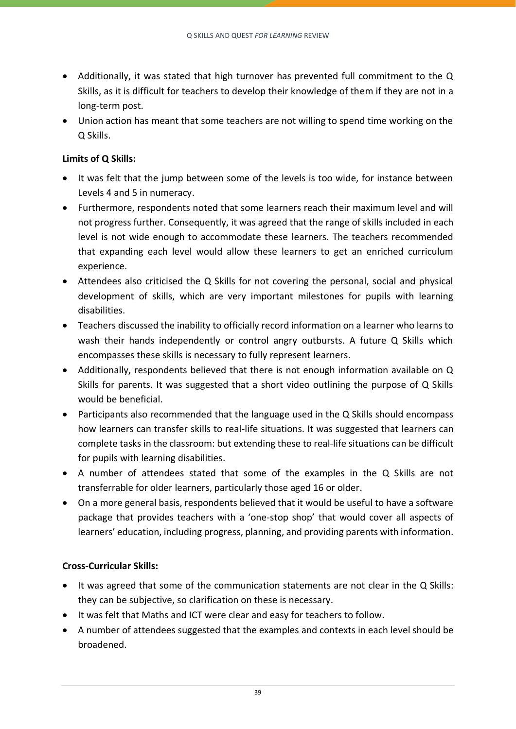- Additionally, it was stated that high turnover has prevented full commitment to the Q Skills, as it is difficult for teachers to develop their knowledge of them if they are not in a long-term post.
- Union action has meant that some teachers are not willing to spend time working on the Q Skills.

**Limits of Q Skills:**

- It was felt that the jump between some of the levels is too wide, for instance between Levels 4 and 5 in numeracy.
- Furthermore, respondents noted that some learners reach their maximum level and will not progress further. Consequently, it was agreed that the range of skills included in each level is not wide enough to accommodate these learners. The teachers recommended that expanding each level would allow these learners to get an enriched curriculum experience.
- Attendees also criticised the Q Skills for not covering the personal, social and physical development of skills, which are very important milestones for pupils with learning disabilities.
- Teachers discussed the inability to officially record information on a learner who learns to wash their hands independently or control angry outbursts. A future Q Skills which encompasses these skills is necessary to fully represent learners.
- Additionally, respondents believed that there is not enough information available on Q Skills for parents. It was suggested that a short video outlining the purpose of Q Skills would be beneficial.
- Participants also recommended that the language used in the Q Skills should encompass how learners can transfer skills to real-life situations. It was suggested that learners can complete tasks in the classroom: but extending these to real-life situations can be difficult for pupils with learning disabilities.
- A number of attendees stated that some of the examples in the Q Skills are not transferrable for older learners, particularly those aged 16 or older.
- On a more general basis, respondents believed that it would be useful to have a software package that provides teachers with a 'one-stop shop' that would cover all aspects of learners' education, including progress, planning, and providing parents with information.

**Cross-Curricular Skills:**

- It was agreed that some of the communication statements are not clear in the Q Skills: they can be subjective, so clarification on these is necessary.
- It was felt that Maths and ICT were clear and easy for teachers to follow.
- A number of attendees suggested that the examples and contexts in each level should be broadened.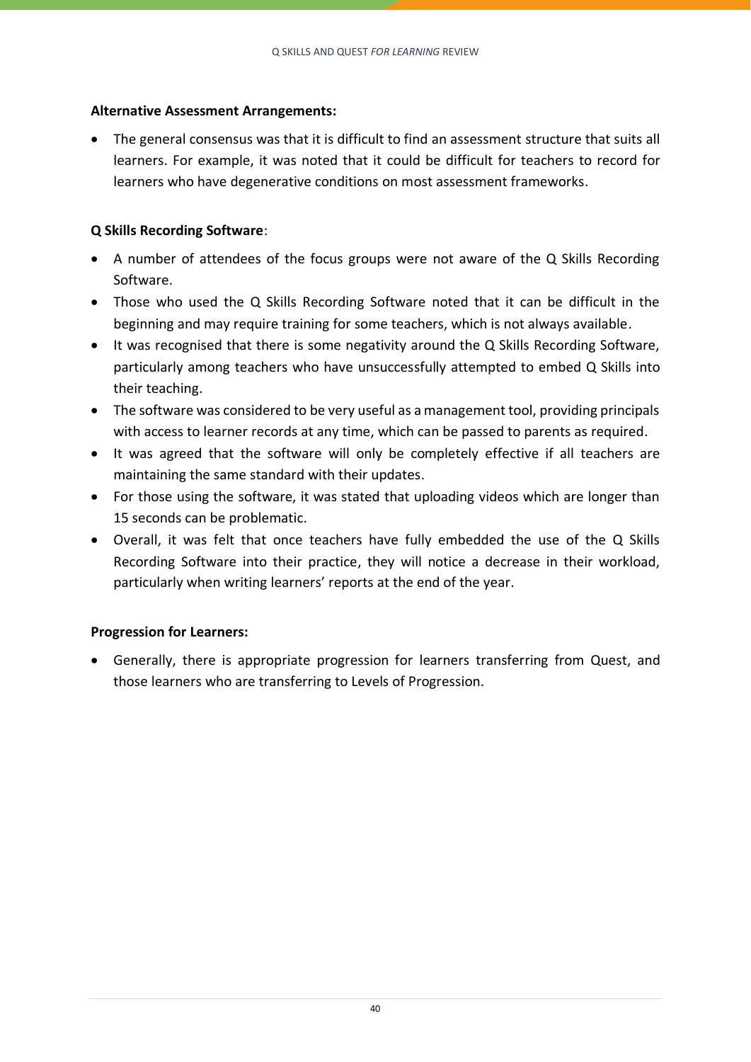**Alternative Assessment Arrangements:**

- The general consensus was that it is difficult to find an assessment structure that suits all learners. For example, it was noted that it could be difficult for teachers to record for learners who have degenerative conditions on most assessment frameworks.

**Q Skills Recording Software**:

- A number of attendees of the focus groups were not aware of the Q Skills Recording Software.
- Those who used the Q Skills Recording Software noted that it can be difficult in the beginning and may require training for some teachers, which is not always available.
- It was recognised that there is some negativity around the Q Skills Recording Software, particularly among teachers who have unsuccessfully attempted to embed Q Skills into their teaching.
- The software was considered to be very useful as a management tool, providing principals with access to learner records at any time, which can be passed to parents as required.
- It was agreed that the software will only be completely effective if all teachers are maintaining the same standard with their updates.
- For those using the software, it was stated that uploading videos which are longer than 15 seconds can be problematic.
- Overall, it was felt that once teachers have fully embedded the use of the Q Skills Recording Software into their practice, they will notice a decrease in their workload, particularly when writing learners' reports at the end of the year.

**Progression for Learners:**

- Generally, there is appropriate progression for learners transferring from Quest, and those learners who are transferring to Levels of Progression.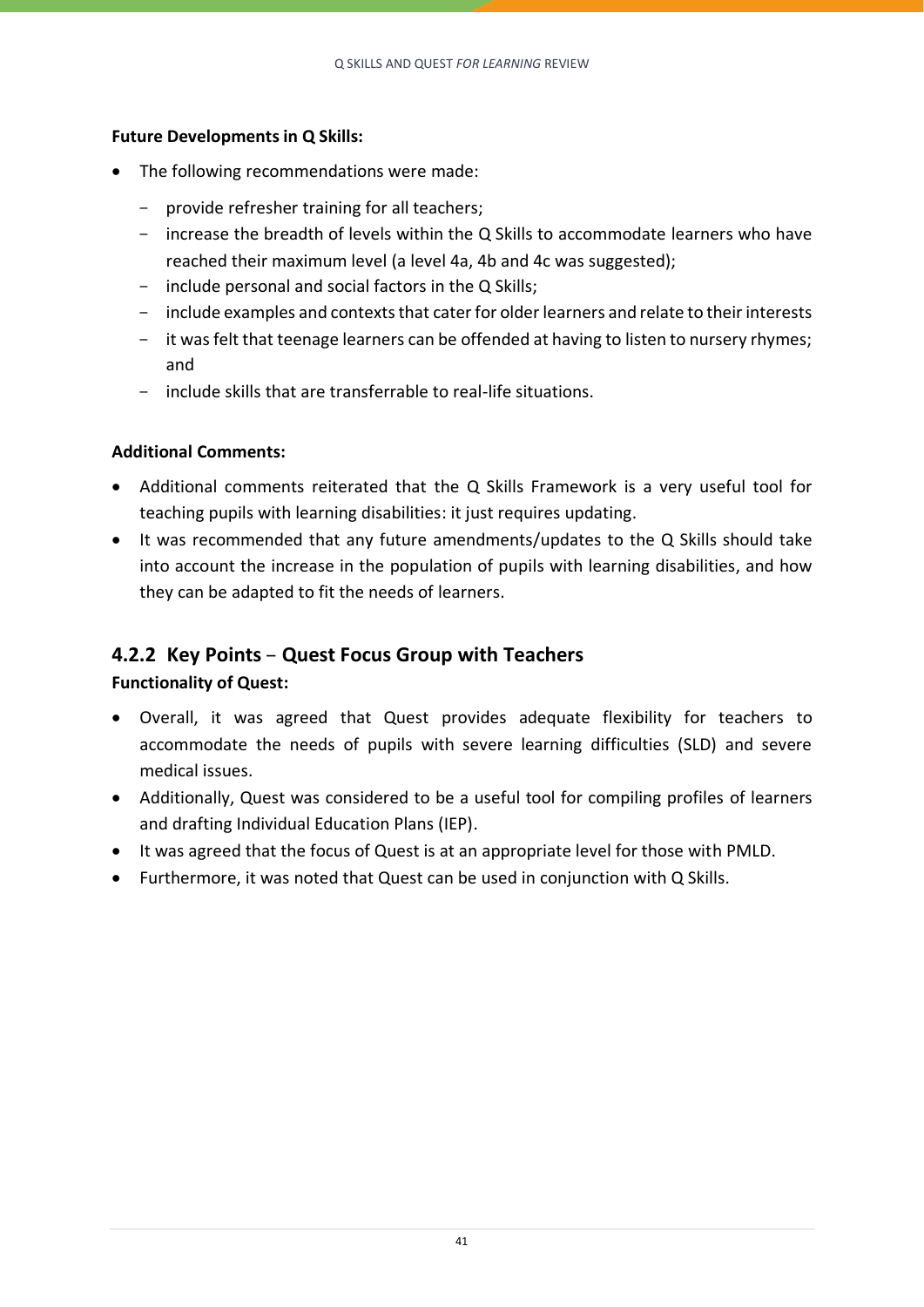**Future Developments in Q Skills:**

- The following recommendations were made:
  - provide refresher training for all teachers;
  - increase the breadth of levels within the Q Skills to accommodate learners who have reached their maximum level (a level 4a, 4b and 4c was suggested);
  - include personal and social factors in the Q Skills;
  - include examples and contexts that cater for older learners and relate to their interests
  - it was felt that teenage learners can be offended at having to listen to nursery rhymes; and
  - include skills that are transferrable to real-life situations.

**Additional Comments:**

- Additional comments reiterated that the Q Skills Framework is a very useful tool for teaching pupils with learning disabilities: it just requires updating.
- It was recommended that any future amendments/updates to the Q Skills should take into account the increase in the population of pupils with learning disabilities, and how they can be adapted to fit the needs of learners.

### 4.2.2 Key Points – Quest Focus Group with Teachers

**Functionality of Quest:**

- Overall, it was agreed that Quest provides adequate flexibility for teachers to accommodate the needs of pupils with severe learning difficulties (SLD) and severe medical issues.
- Additionally, Quest was considered to be a useful tool for compiling profiles of learners and drafting Individual Education Plans (IEP).
- It was agreed that the focus of Quest is at an appropriate level for those with PMLD.
- Furthermore, it was noted that Quest can be used in conjunction with Q Skills.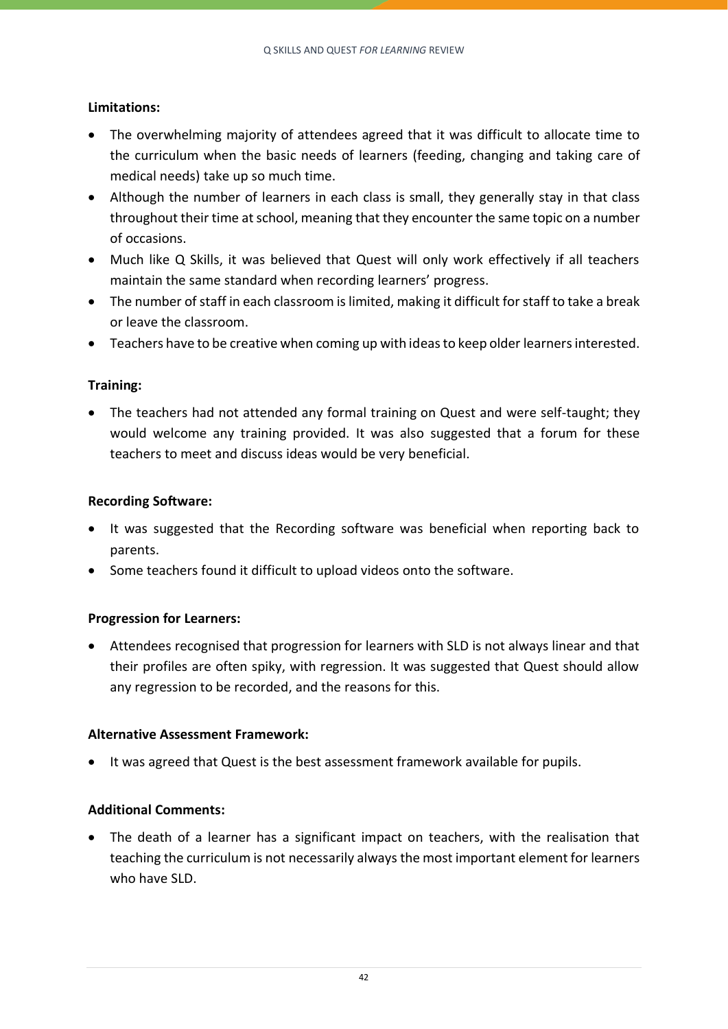**Limitations:**

- The overwhelming majority of attendees agreed that it was difficult to allocate time to the curriculum when the basic needs of learners (feeding, changing and taking care of medical needs) take up so much time.
- Although the number of learners in each class is small, they generally stay in that class throughout their time at school, meaning that they encounter the same topic on a number of occasions.
- Much like Q Skills, it was believed that Quest will only work effectively if all teachers maintain the same standard when recording learners' progress.
- The number of staff in each classroom is limited, making it difficult for staff to take a break or leave the classroom.
- Teachers have to be creative when coming up with ideas to keep older learners interested.

**Training:**

- The teachers had not attended any formal training on Quest and were self-taught; they would welcome any training provided. It was also suggested that a forum for these teachers to meet and discuss ideas would be very beneficial.

**Recording Software:**

- It was suggested that the Recording software was beneficial when reporting back to parents.
- Some teachers found it difficult to upload videos onto the software.

**Progression for Learners:**

- Attendees recognised that progression for learners with SLD is not always linear and that their profiles are often spiky, with regression. It was suggested that Quest should allow any regression to be recorded, and the reasons for this.

**Alternative Assessment Framework:**

- It was agreed that Quest is the best assessment framework available for pupils.

**Additional Comments:**

- The death of a learner has a significant impact on teachers, with the realisation that teaching the curriculum is not necessarily always the most important element for learners who have SLD.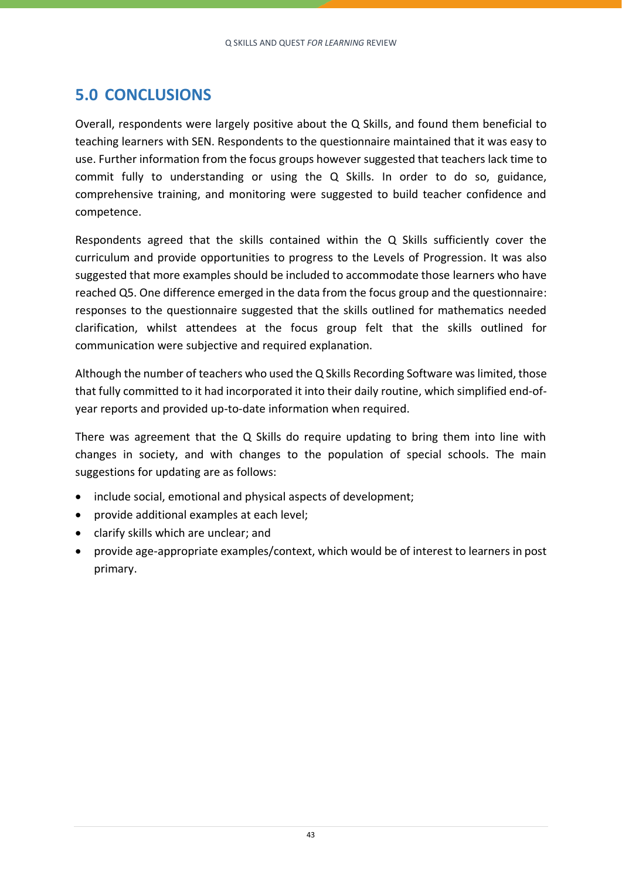## 5.0 CONCLUSIONS

Overall, respondents were largely positive about the Q Skills, and found them beneficial to teaching learners with SEN. Respondents to the questionnaire maintained that it was easy to use. Further information from the focus groups however suggested that teachers lack time to commit fully to understanding or using the Q Skills. In order to do so, guidance, comprehensive training, and monitoring were suggested to build teacher confidence and competence.

Respondents agreed that the skills contained within the Q Skills sufficiently cover the curriculum and provide opportunities to progress to the Levels of Progression. It was also suggested that more examples should be included to accommodate those learners who have reached Q5. One difference emerged in the data from the focus group and the questionnaire: responses to the questionnaire suggested that the skills outlined for mathematics needed clarification, whilst attendees at the focus group felt that the skills outlined for communication were subjective and required explanation.

Although the number of teachers who used the Q Skills Recording Software was limited, those that fully committed to it had incorporated it into their daily routine, which simplified end-of-year reports and provided up-to-date information when required.

There was agreement that the Q Skills do require updating to bring them into line with changes in society, and with changes to the population of special schools. The main suggestions for updating are as follows:

- include social, emotional and physical aspects of development;
- provide additional examples at each level;
- clarify skills which are unclear; and
- provide age-appropriate examples/context, which would be of interest to learners in post primary.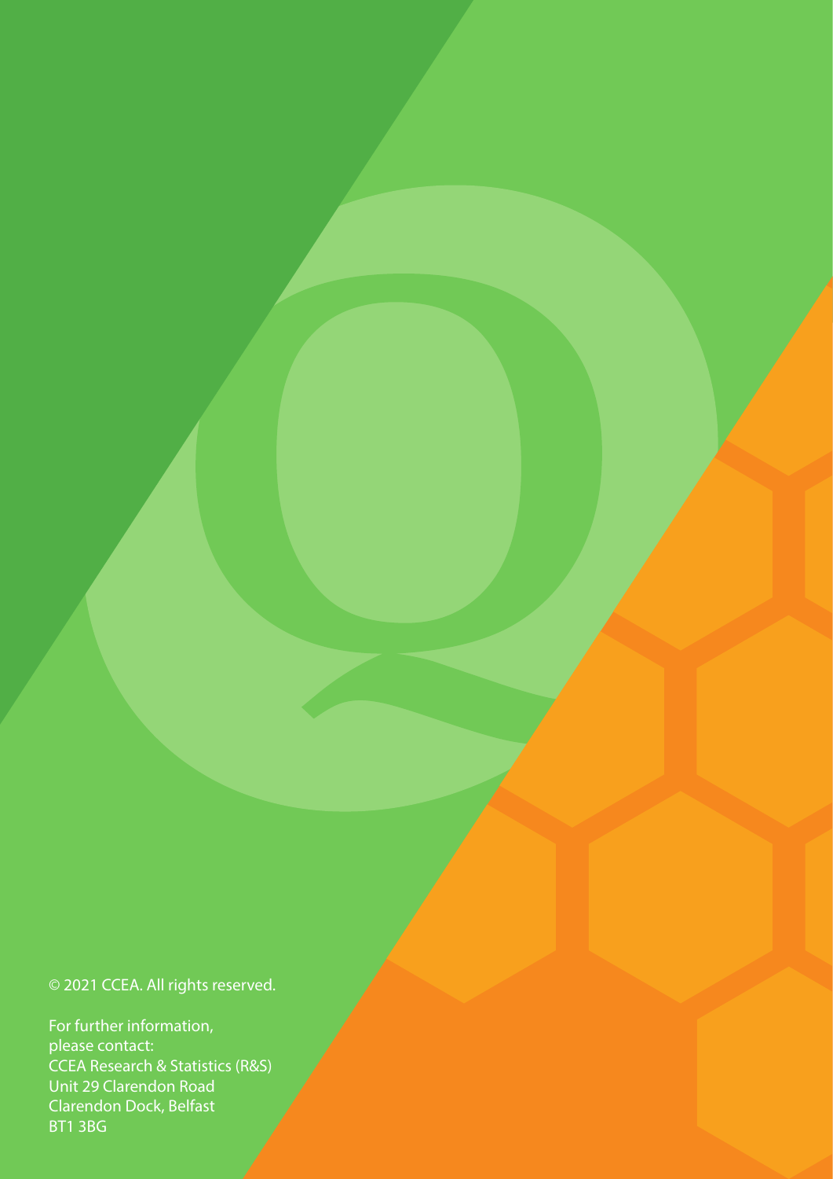© 2021 CCEA. All rights reserved.

For further information,
please contact:
CCEA Research & Statistics (R&S)
Unit 29 Clarendon Road
Clarendon Dock, Belfast
BT1 3BG